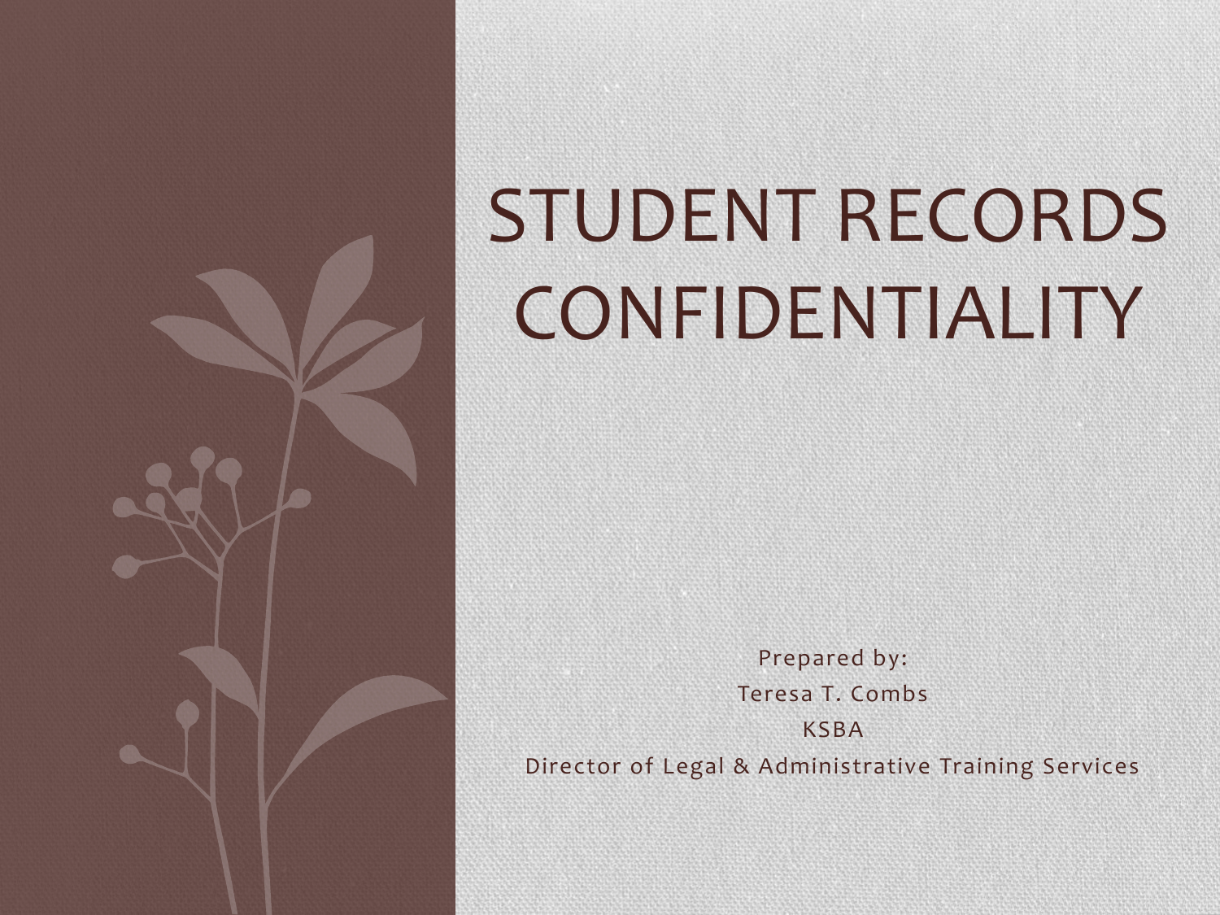# STUDENT RECORDS CONFIDENTIALITY

Prepared by:
Teresa T. Combs
KSBA
Director of Legal & Administrative Training Services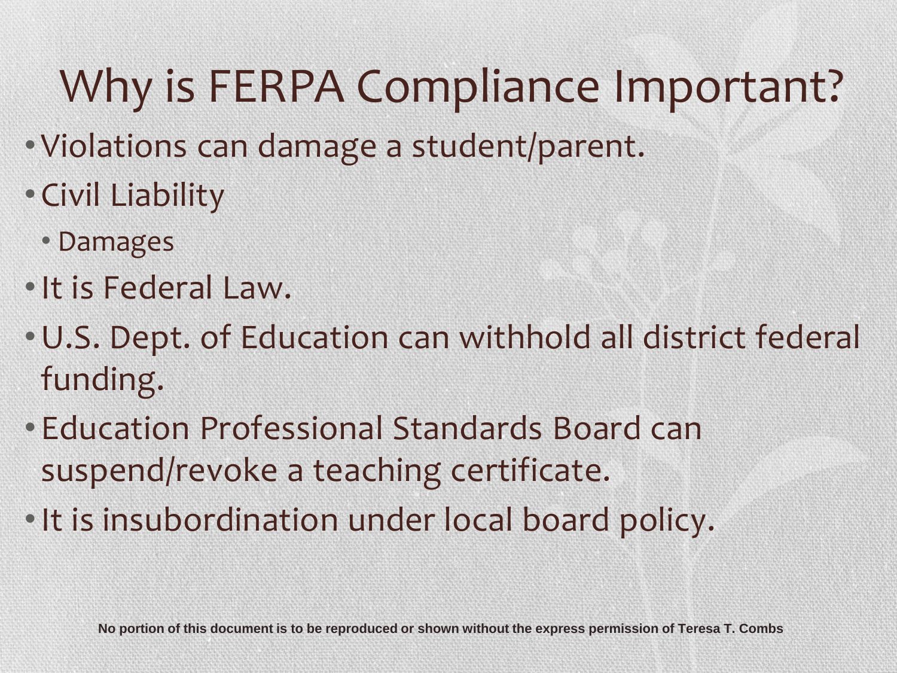# Why is FERPA Compliance Important?

- Violations can damage a student/parent.
- Civil Liability
  - Damages
- It is Federal Law.
- U.S. Dept. of Education can withhold all district federal funding.
- Education Professional Standards Board can suspend/revoke a teaching certificate.
- It is insubordination under local board policy.

**No portion of this document is to be reproduced or shown without the express permission of Teresa T. Combs**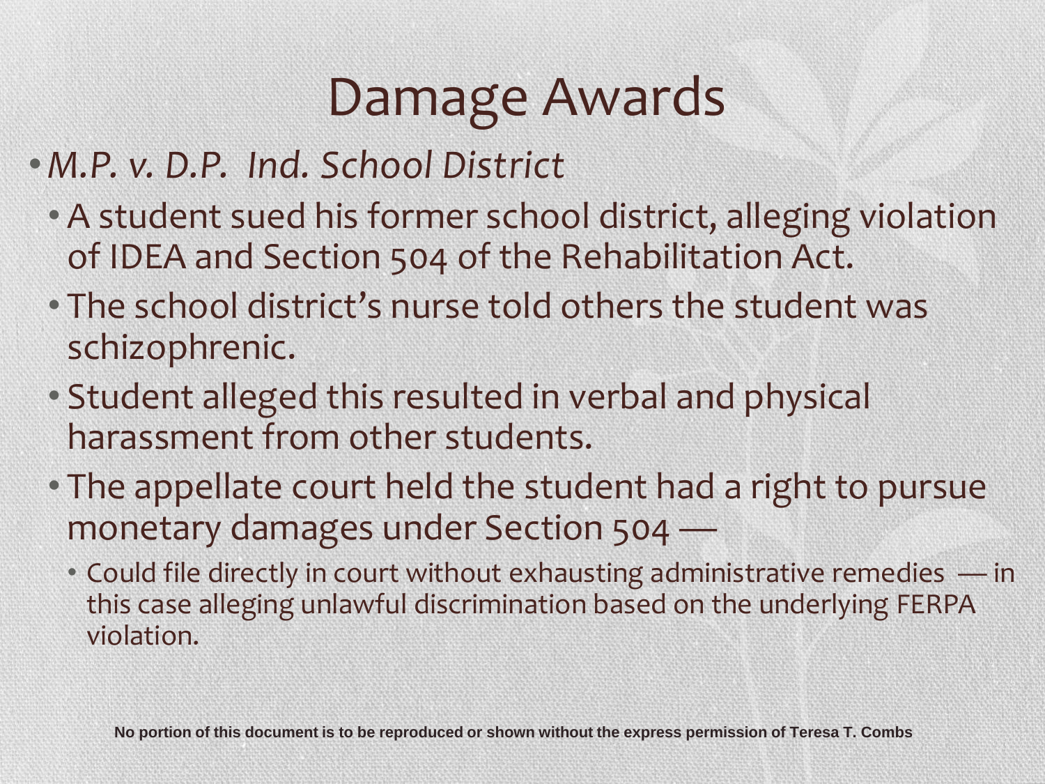# Damage Awards

- *M.P. v. D.P. Ind. School District*
  - A student sued his former school district, alleging violation of IDEA and Section 504 of the Rehabilitation Act.
  - The school district's nurse told others the student was schizophrenic.
  - Student alleged this resulted in verbal and physical harassment from other students.
  - The appellate court held the student had a right to pursue monetary damages under Section 504 —
    - Could file directly in court without exhausting administrative remedies — in this case alleging unlawful discrimination based on the underlying FERPA violation.

**No portion of this document is to be reproduced or shown without the express permission of Teresa T. Combs**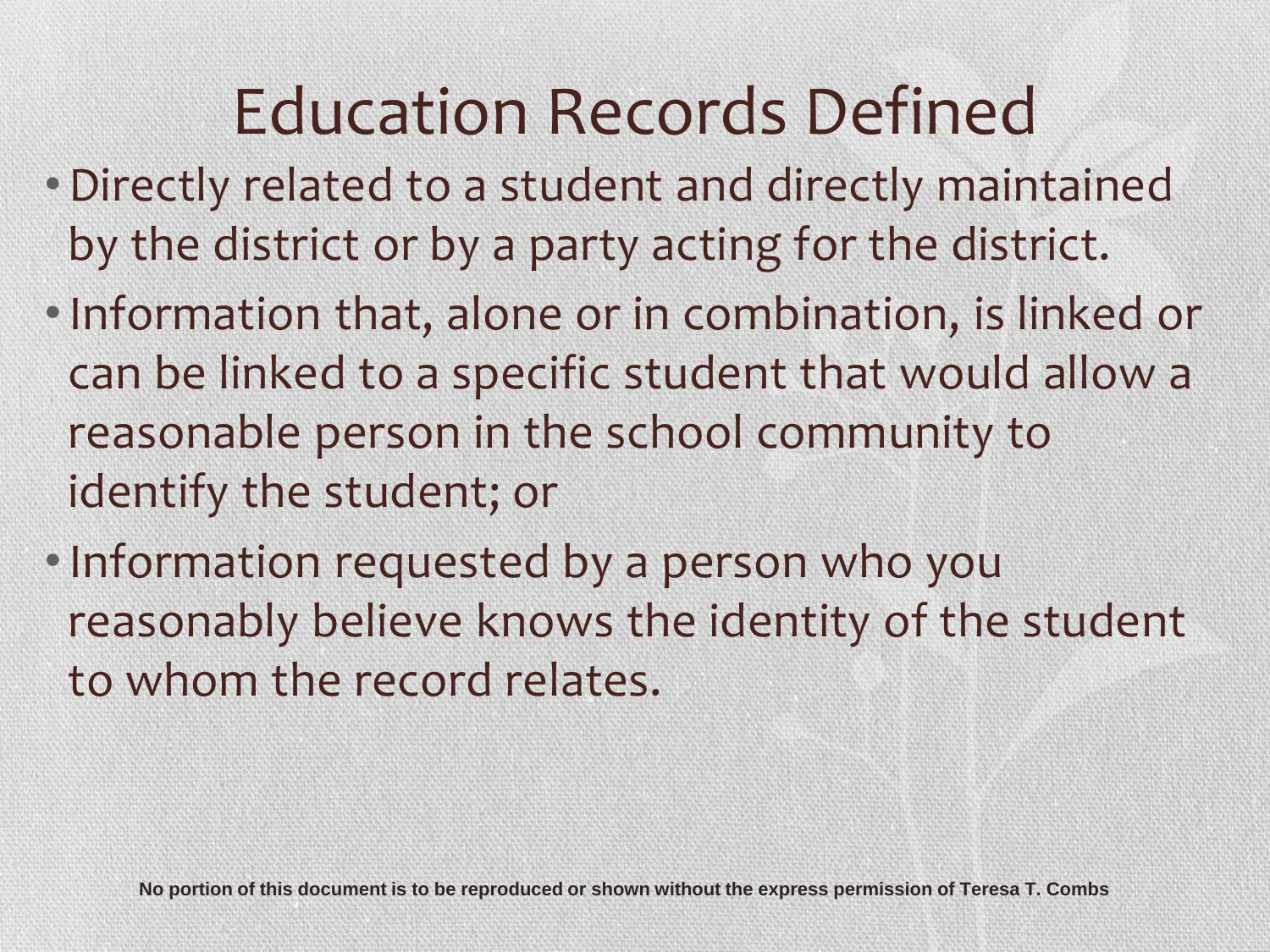# Education Records Defined

- Directly related to a student and directly maintained by the district or by a party acting for the district.
- Information that, alone or in combination, is linked or can be linked to a specific student that would allow a reasonable person in the school community to identify the student; or
- Information requested by a person who you reasonably believe knows the identity of the student to whom the record relates.

**No portion of this document is to be reproduced or shown without the express permission of Teresa T. Combs**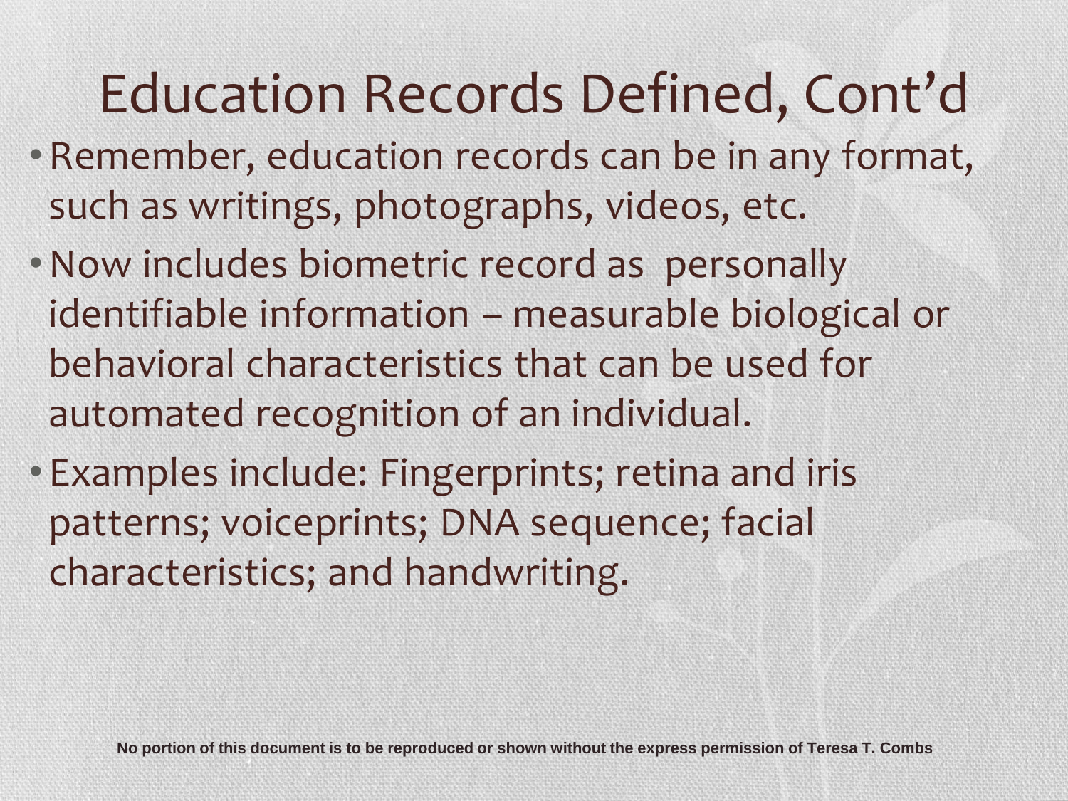# Education Records Defined, Cont'd

- Remember, education records can be in any format, such as writings, photographs, videos, etc.
- Now includes biometric record as personally identifiable information – measurable biological or behavioral characteristics that can be used for automated recognition of an individual.
- Examples include: Fingerprints; retina and iris patterns; voiceprints; DNA sequence; facial characteristics; and handwriting.

**No portion of this document is to be reproduced or shown without the express permission of Teresa T. Combs**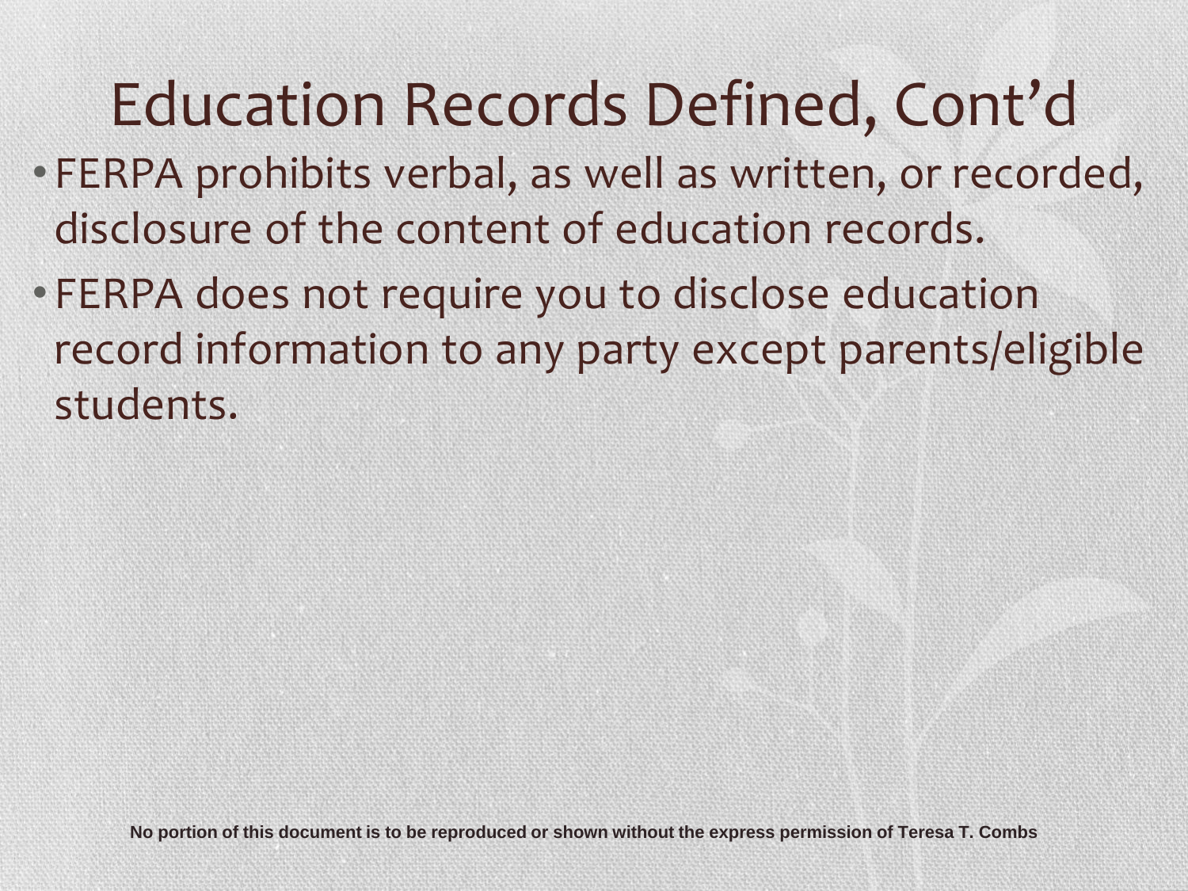# Education Records Defined, Cont'd

- FERPA prohibits verbal, as well as written, or recorded, disclosure of the content of education records.
- FERPA does not require you to disclose education record information to any party except parents/eligible students.

**No portion of this document is to be reproduced or shown without the express permission of Teresa T. Combs**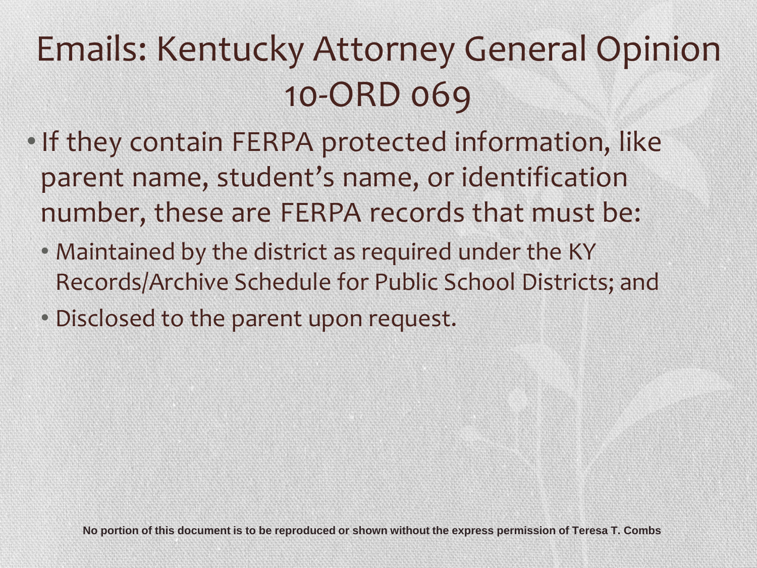# Emails: Kentucky Attorney General Opinion 10-ORD 069

- If they contain FERPA protected information, like parent name, student's name, or identification number, these are FERPA records that must be:
  - Maintained by the district as required under the KY Records/Archive Schedule for Public School Districts; and
  - Disclosed to the parent upon request.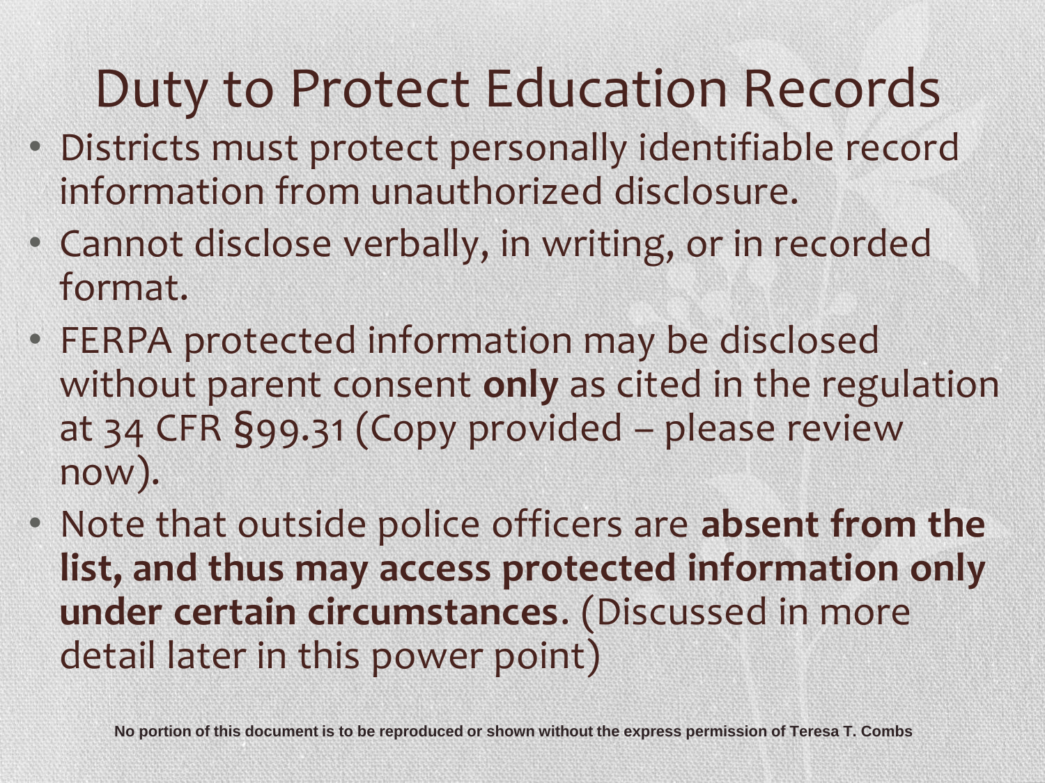# Duty to Protect Education Records

- Districts must protect personally identifiable record information from unauthorized disclosure.
- Cannot disclose verbally, in writing, or in recorded format.
- FERPA protected information may be disclosed without parent consent **only** as cited in the regulation at 34 CFR §99.31 (Copy provided – please review now).
- Note that outside police officers are **absent from the list, and thus may access protected information only under certain circumstances**. (Discussed in more detail later in this power point)

**No portion of this document is to be reproduced or shown without the express permission of Teresa T. Combs**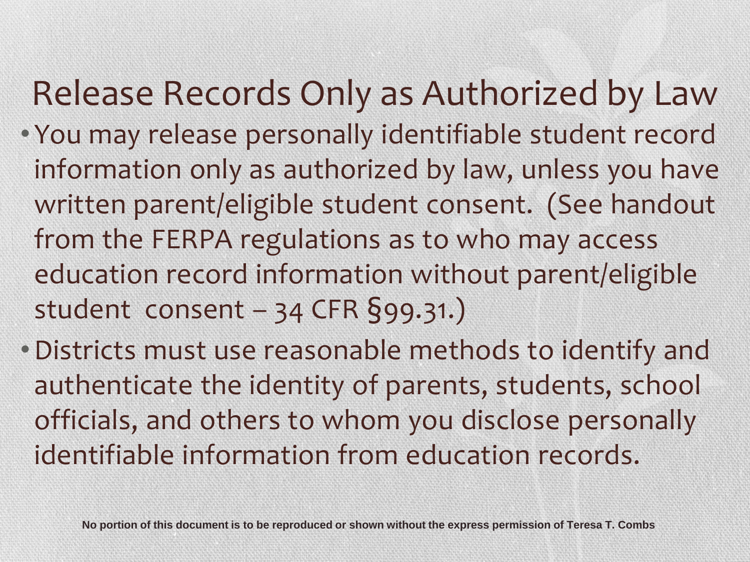# Release Records Only as Authorized by Law

- You may release personally identifiable student record information only as authorized by law, unless you have written parent/eligible student consent. (See handout from the FERPA regulations as to who may access education record information without parent/eligible student consent – 34 CFR §99.31.)
- Districts must use reasonable methods to identify and authenticate the identity of parents, students, school officials, and others to whom you disclose personally identifiable information from education records.

**No portion of this document is to be reproduced or shown without the express permission of Teresa T. Combs**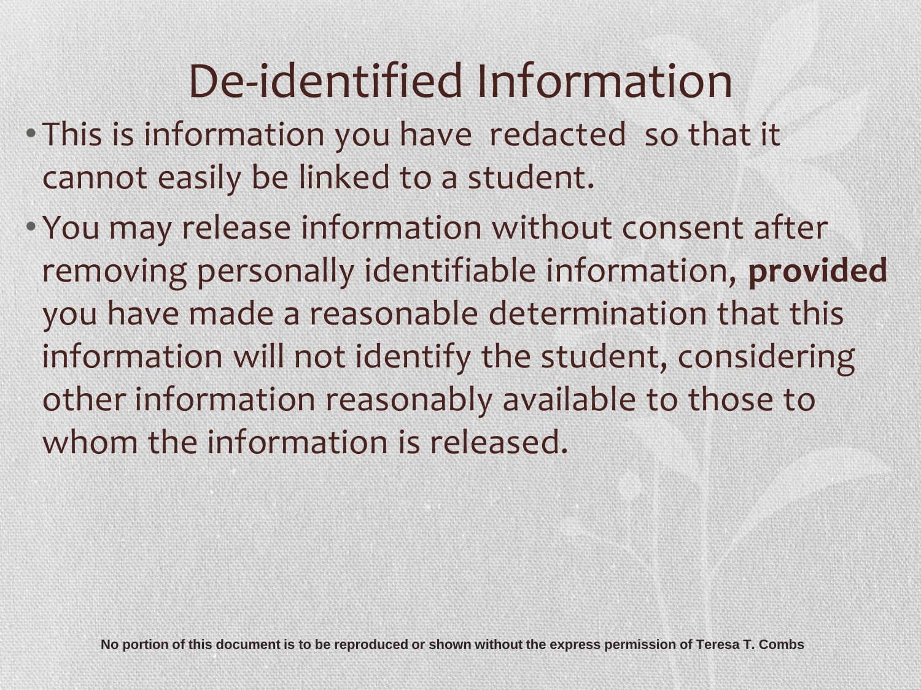# De-identified Information

- This is information you have redacted so that it cannot easily be linked to a student.
- You may release information without consent after removing personally identifiable information, **provided** you have made a reasonable determination that this information will not identify the student, considering other information reasonably available to those to whom the information is released.

No portion of this document is to be reproduced or shown without the express permission of Teresa T. Combs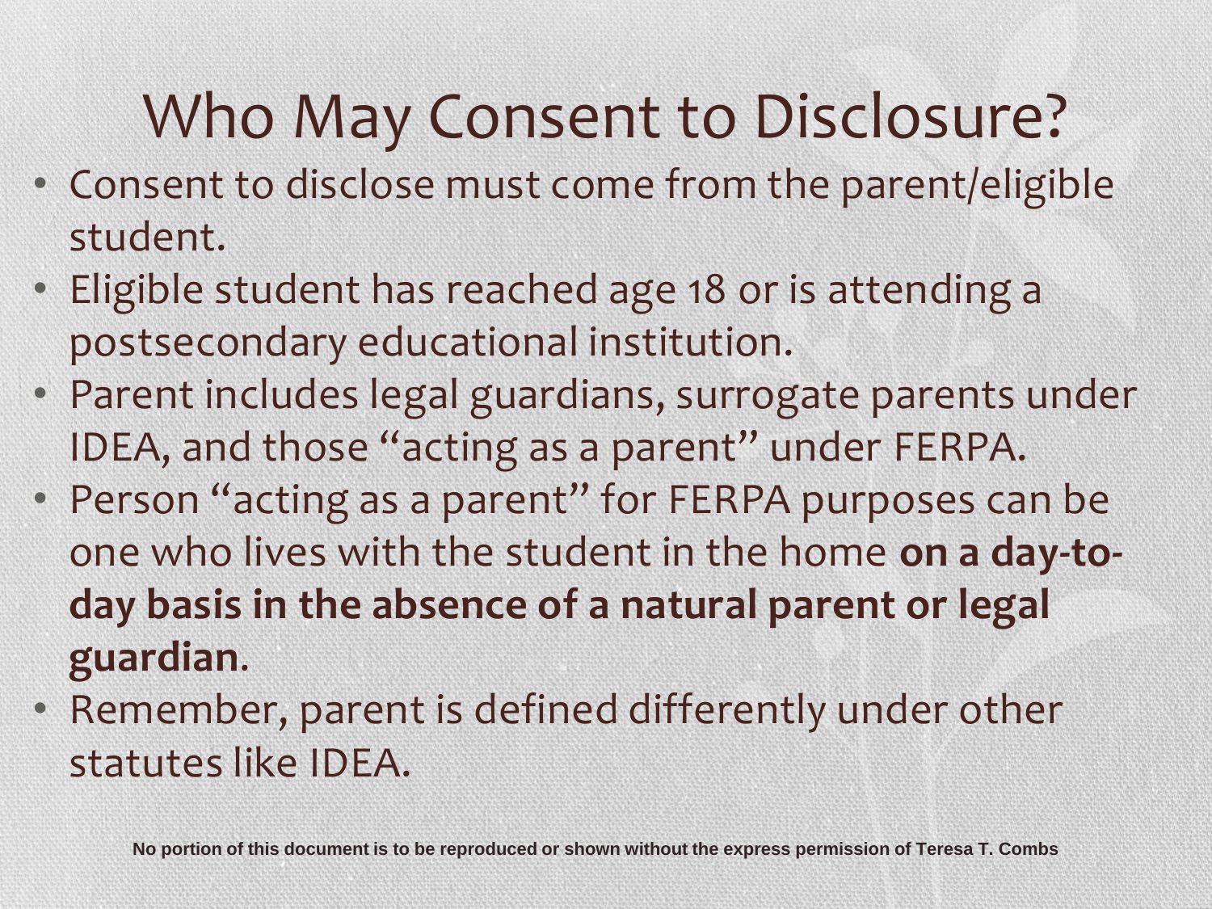# Who May Consent to Disclosure?

- Consent to disclose must come from the parent/eligible student.
- Eligible student has reached age 18 or is attending a postsecondary educational institution.
- Parent includes legal guardians, surrogate parents under IDEA, and those "acting as a parent" under FERPA.
- Person "acting as a parent" for FERPA purposes can be one who lives with the student in the home **on a day-to-day basis in the absence of a natural parent or legal guardian**.
- Remember, parent is defined differently under other statutes like IDEA.

No portion of this document is to be reproduced or shown without the express permission of Teresa T. Combs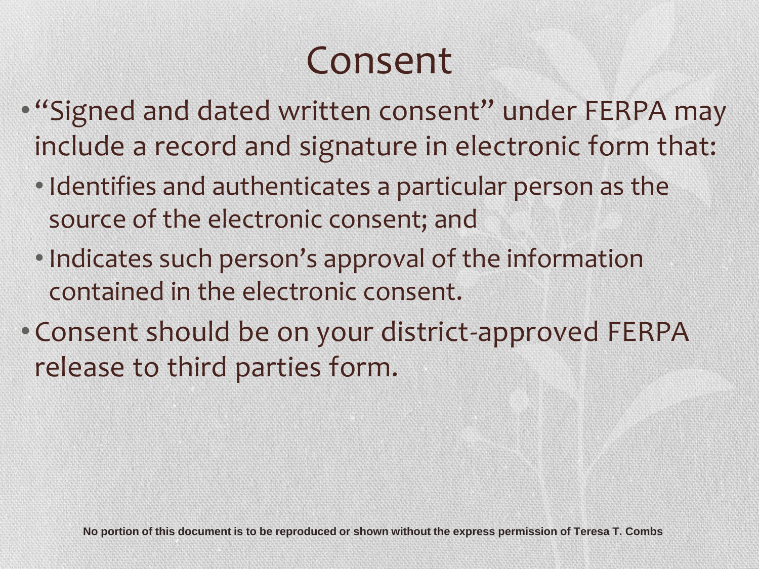# Consent

- "Signed and dated written consent" under FERPA may include a record and signature in electronic form that:
  - Identifies and authenticates a particular person as the source of the electronic consent; and
  - Indicates such person's approval of the information contained in the electronic consent.
- Consent should be on your district-approved FERPA release to third parties form.

**No portion of this document is to be reproduced or shown without the express permission of Teresa T. Combs**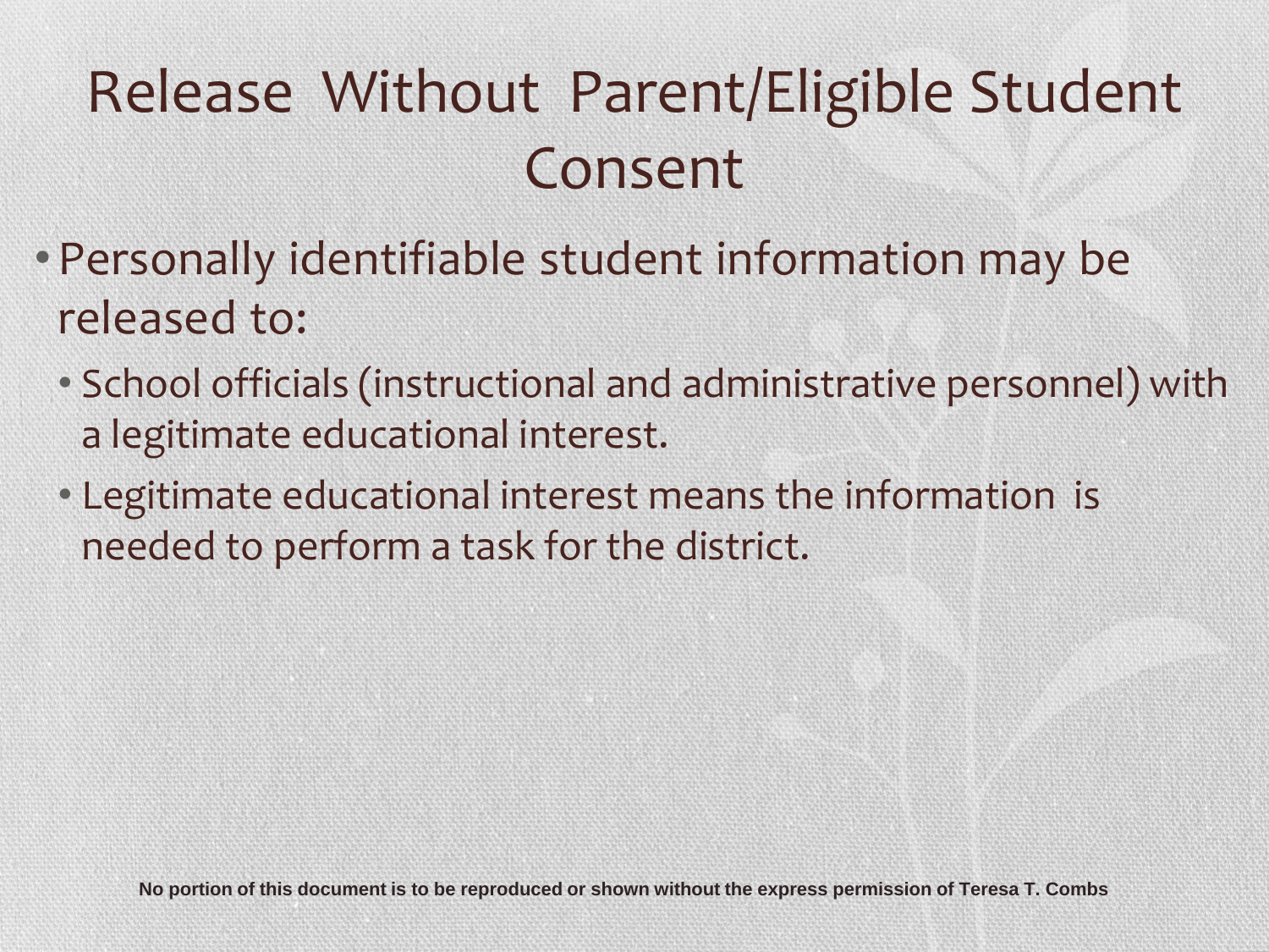# Release Without Parent/Eligible Student Consent

- Personally identifiable student information may be released to:
  - School officials (instructional and administrative personnel) with a legitimate educational interest.
  - Legitimate educational interest means the information is needed to perform a task for the district.

**No portion of this document is to be reproduced or shown without the express permission of Teresa T. Combs**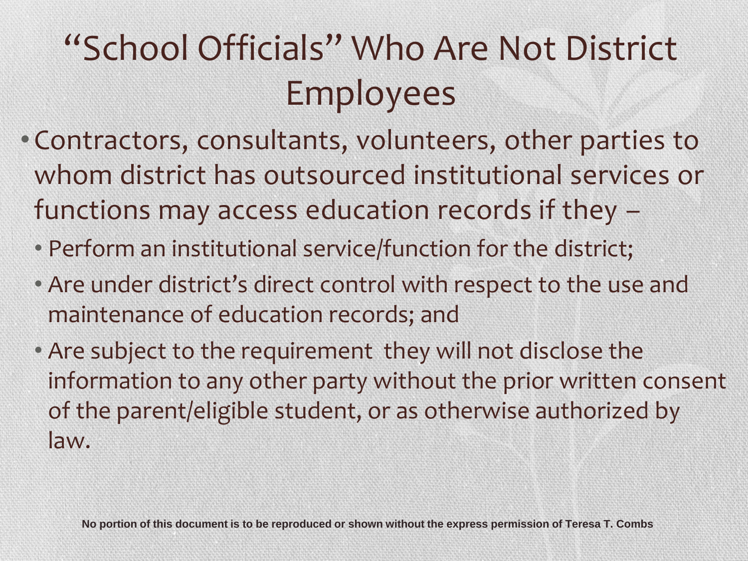# "School Officials" Who Are Not District Employees

- Contractors, consultants, volunteers, other parties to whom district has outsourced institutional services or functions may access education records if they –
  - Perform an institutional service/function for the district;
  - Are under district's direct control with respect to the use and maintenance of education records; and
  - Are subject to the requirement they will not disclose the information to any other party without the prior written consent of the parent/eligible student, or as otherwise authorized by law.

**No portion of this document is to be reproduced or shown without the express permission of Teresa T. Combs**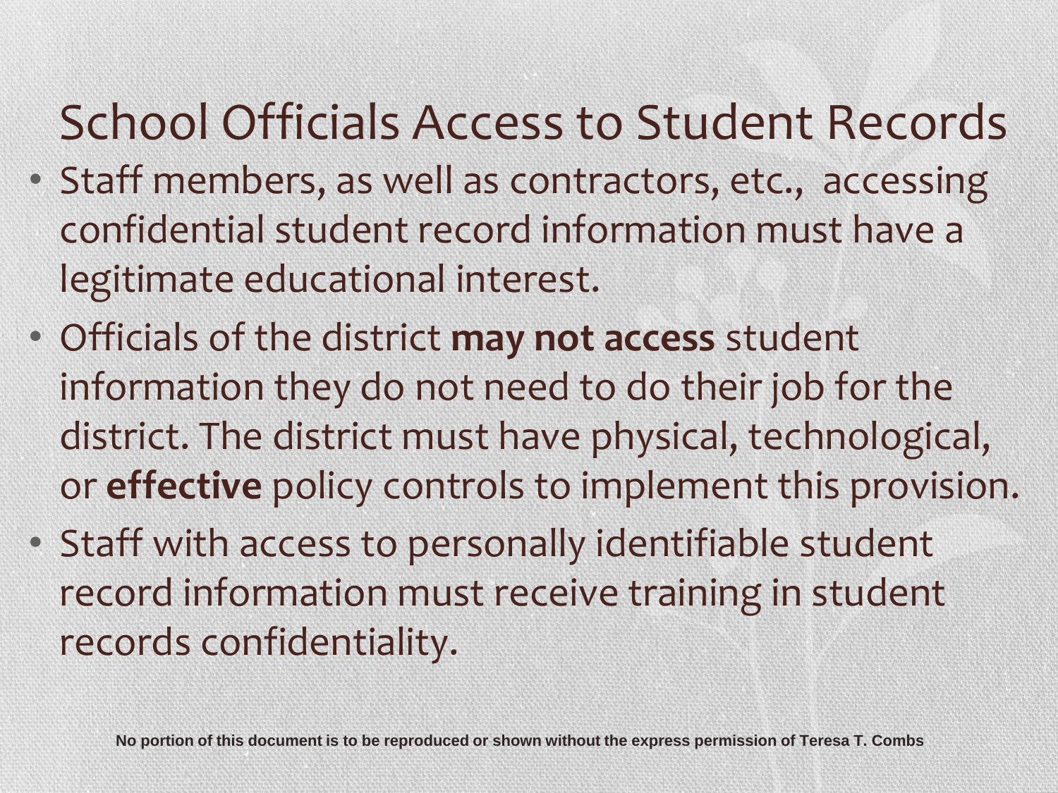# School Officials Access to Student Records

- Staff members, as well as contractors, etc., accessing confidential student record information must have a legitimate educational interest.
- Officials of the district **may not access** student information they do not need to do their job for the district. The district must have physical, technological, or **effective** policy controls to implement this provision.
- Staff with access to personally identifiable student record information must receive training in student records confidentiality.

**No portion of this document is to be reproduced or shown without the express permission of Teresa T. Combs**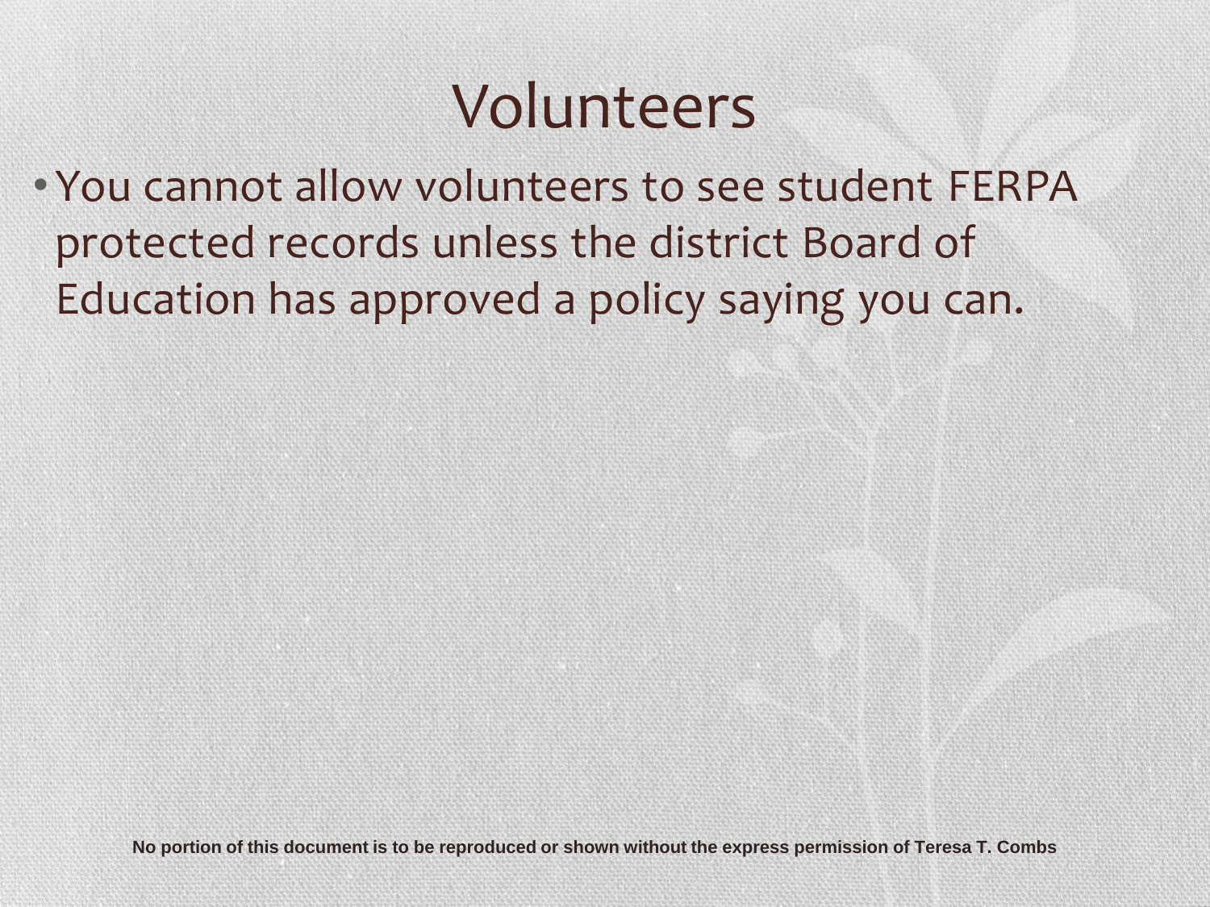# Volunteers

- You cannot allow volunteers to see student FERPA protected records unless the district Board of Education has approved a policy saying you can.

**No portion of this document is to be reproduced or shown without the express permission of Teresa T. Combs**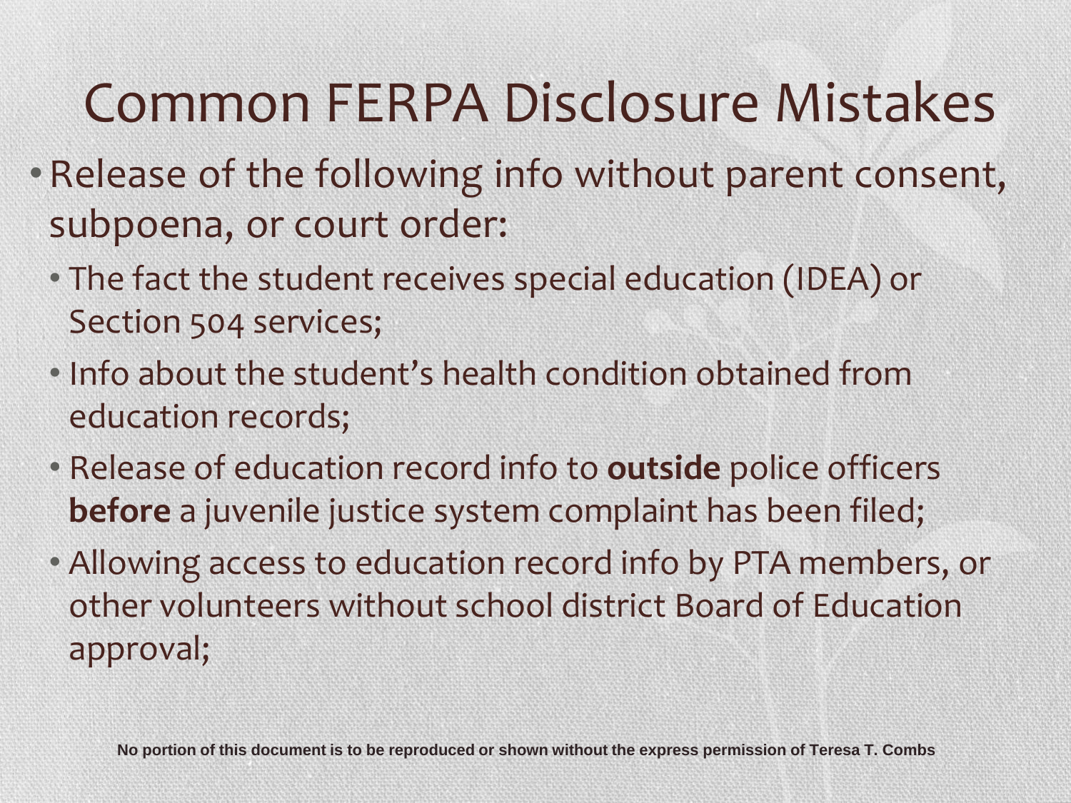# Common FERPA Disclosure Mistakes

- Release of the following info without parent consent, subpoena, or court order:
  - The fact the student receives special education (IDEA) or Section 504 services;
  - Info about the student's health condition obtained from education records;
  - Release of education record info to **outside** police officers **before** a juvenile justice system complaint has been filed;
  - Allowing access to education record info by PTA members, or other volunteers without school district Board of Education approval;

**No portion of this document is to be reproduced or shown without the express permission of Teresa T. Combs**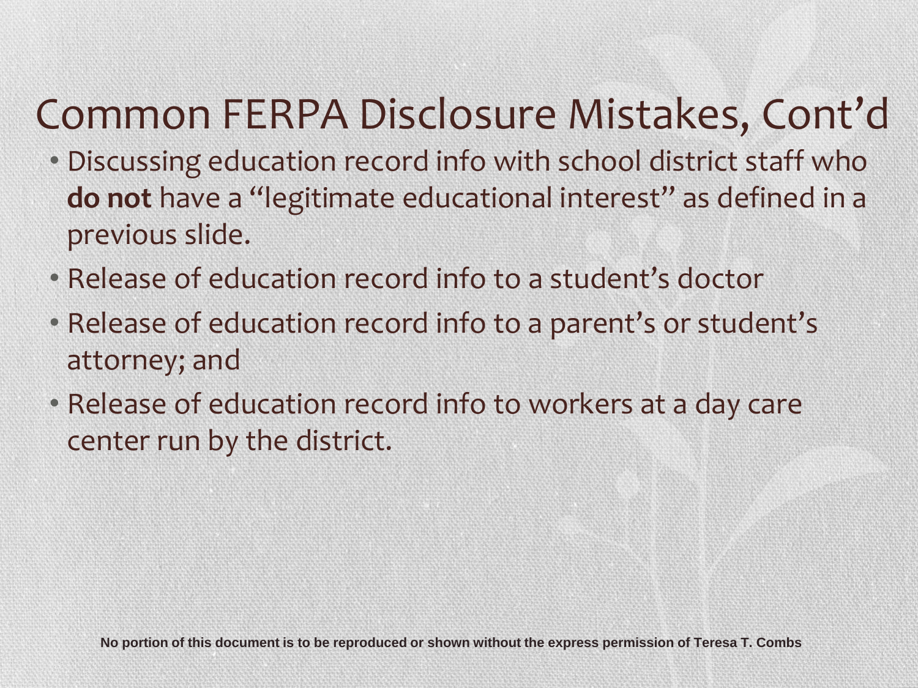# Common FERPA Disclosure Mistakes, Cont'd

- Discussing education record info with school district staff who **do not** have a "legitimate educational interest" as defined in a previous slide.
- Release of education record info to a student's doctor
- Release of education record info to a parent's or student's attorney; and
- Release of education record info to workers at a day care center run by the district.

No portion of this document is to be reproduced or shown without the express permission of Teresa T. Combs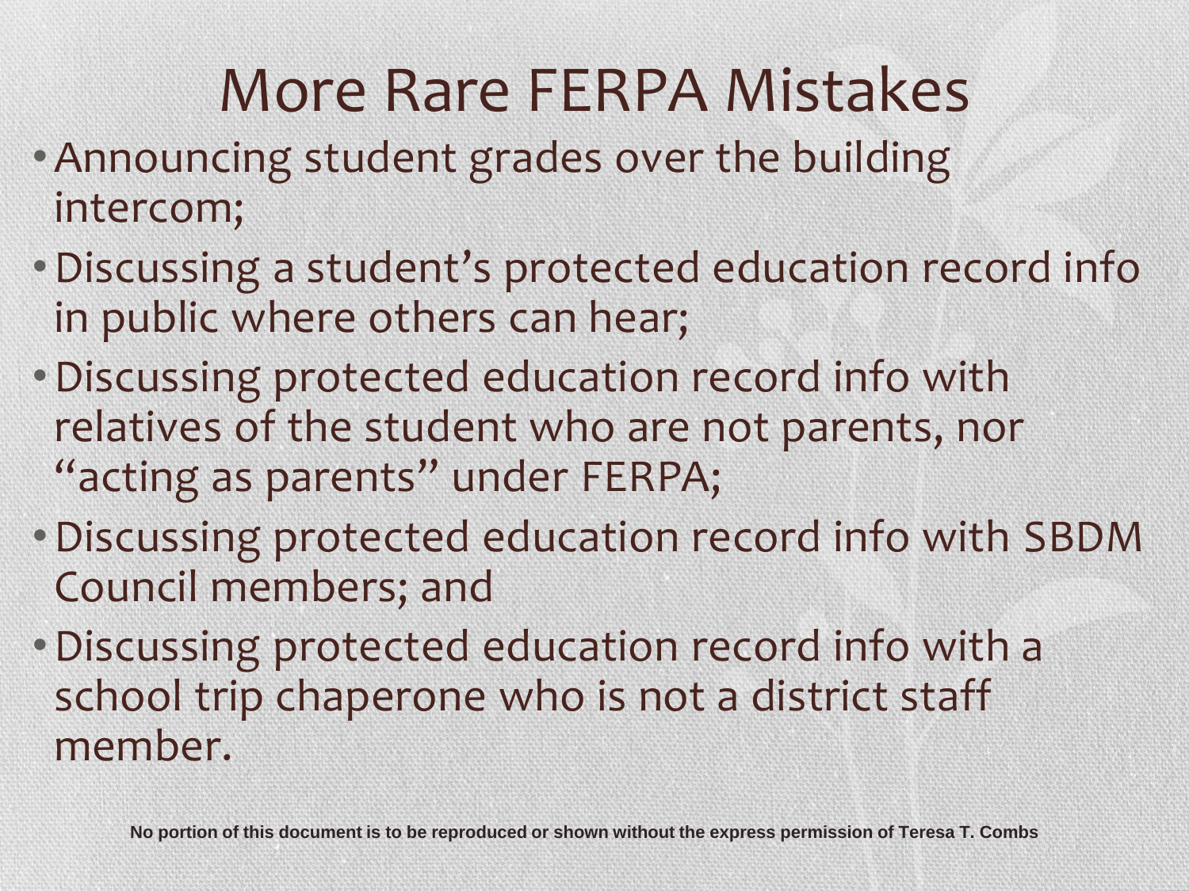# More Rare FERPA Mistakes

- Announcing student grades over the building intercom;
- Discussing a student's protected education record info in public where others can hear;
- Discussing protected education record info with relatives of the student who are not parents, nor "acting as parents" under FERPA;
- Discussing protected education record info with SBDM Council members; and
- Discussing protected education record info with a school trip chaperone who is not a district staff member.

**No portion of this document is to be reproduced or shown without the express permission of Teresa T. Combs**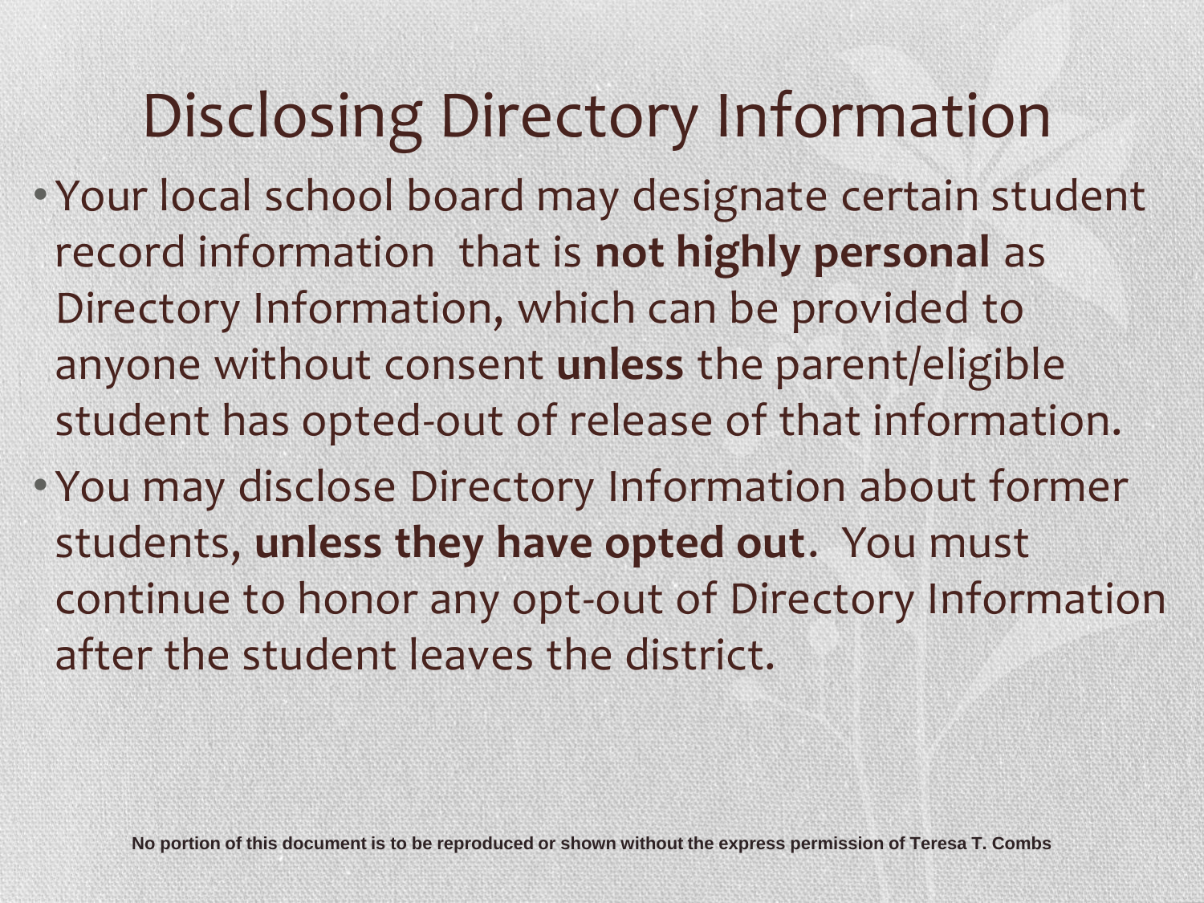# Disclosing Directory Information

- Your local school board may designate certain student record information that is **not highly personal** as Directory Information, which can be provided to anyone without consent **unless** the parent/eligible student has opted-out of release of that information.
- You may disclose Directory Information about former students, **unless they have opted out**. You must continue to honor any opt-out of Directory Information after the student leaves the district.

**No portion of this document is to be reproduced or shown without the express permission of Teresa T. Combs**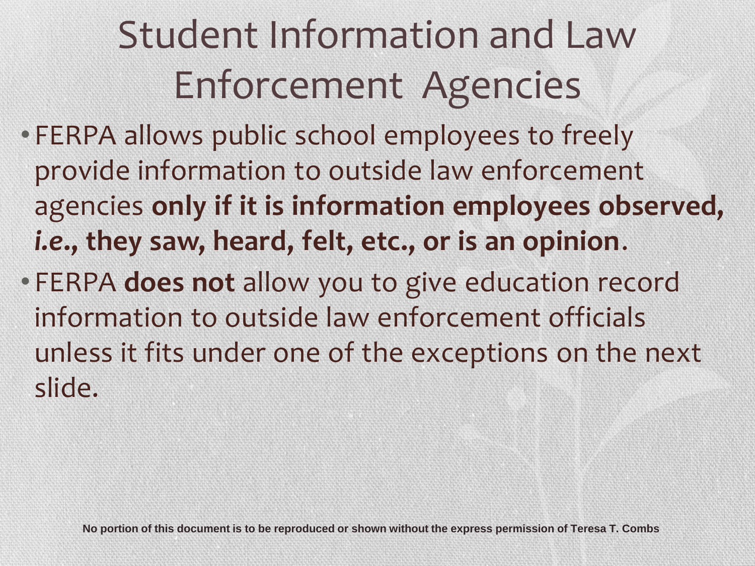# Student Information and Law Enforcement Agencies

- FERPA allows public school employees to freely provide information to outside law enforcement agencies **only if it is information employees observed, *i.e.*, they saw, heard, felt, etc., or is an opinion**.
- FERPA **does not** allow you to give education record information to outside law enforcement officials unless it fits under one of the exceptions on the next slide.

**No portion of this document is to be reproduced or shown without the express permission of Teresa T. Combs**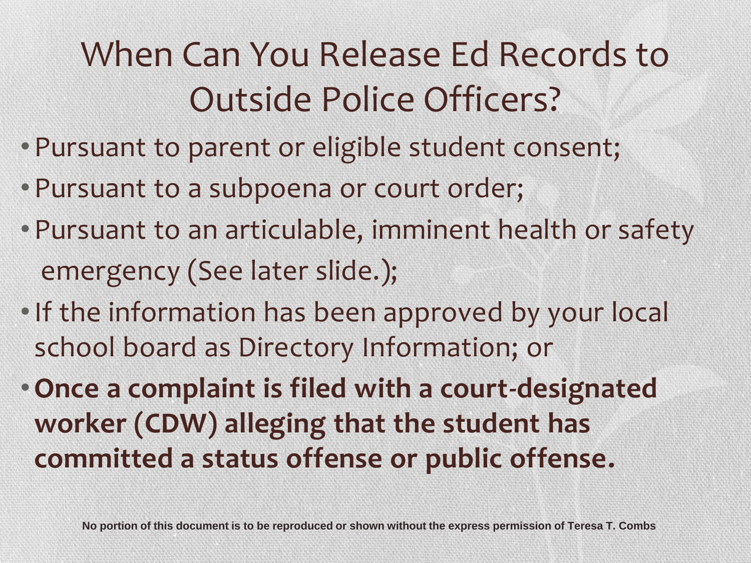# When Can You Release Ed Records to Outside Police Officers?

- Pursuant to parent or eligible student consent;
- Pursuant to a subpoena or court order;
- Pursuant to an articulable, imminent health or safety emergency (See later slide.);
- If the information has been approved by your local school board as Directory Information; or
- **Once a complaint is filed with a court-designated worker (CDW) alleging that the student has committed a status offense or public offense.**

No portion of this document is to be reproduced or shown without the express permission of Teresa T. Combs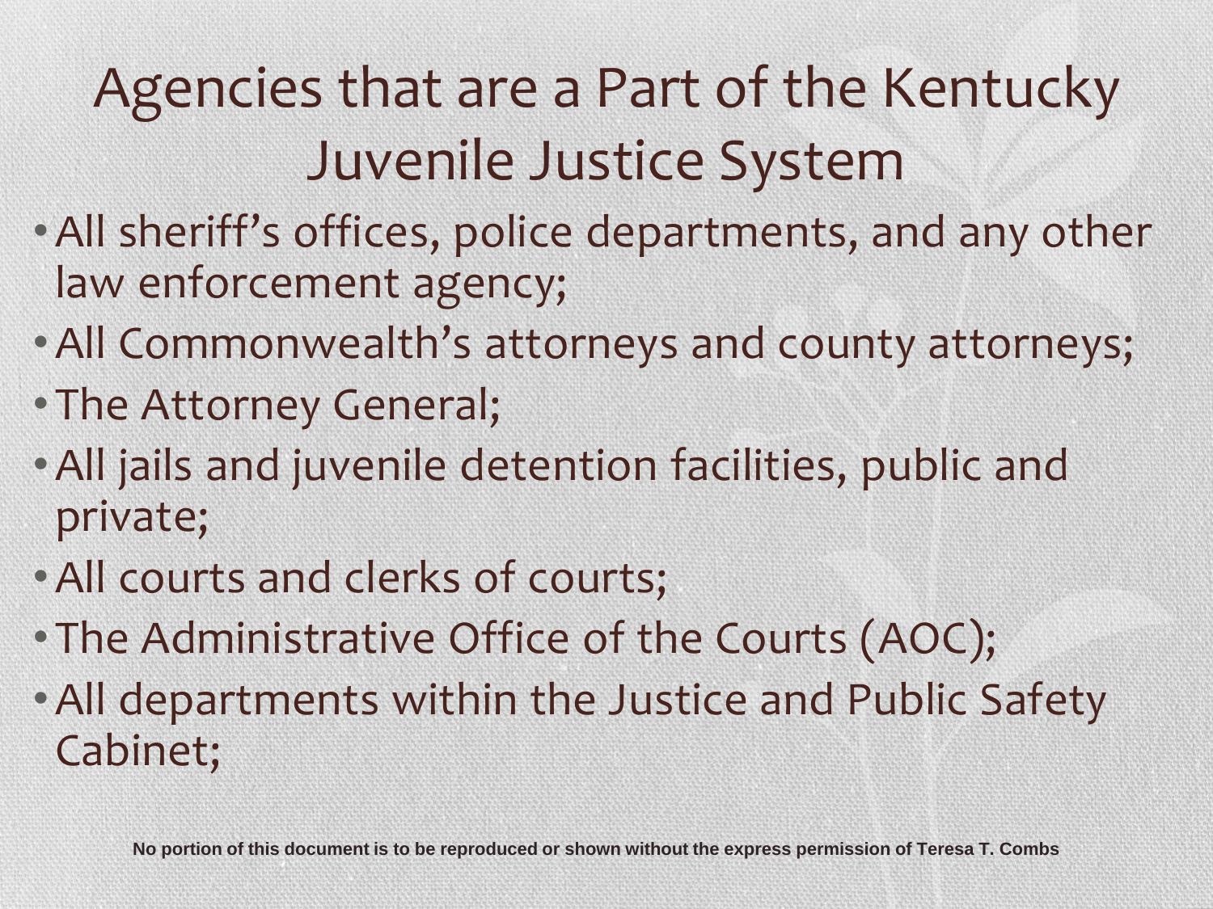# Agencies that are a Part of the Kentucky Juvenile Justice System

- All sheriff's offices, police departments, and any other law enforcement agency;
- All Commonwealth's attorneys and county attorneys;
- The Attorney General;
- All jails and juvenile detention facilities, public and private;
- All courts and clerks of courts;
- The Administrative Office of the Courts (AOC);
- All departments within the Justice and Public Safety Cabinet;

**No portion of this document is to be reproduced or shown without the express permission of Teresa T. Combs**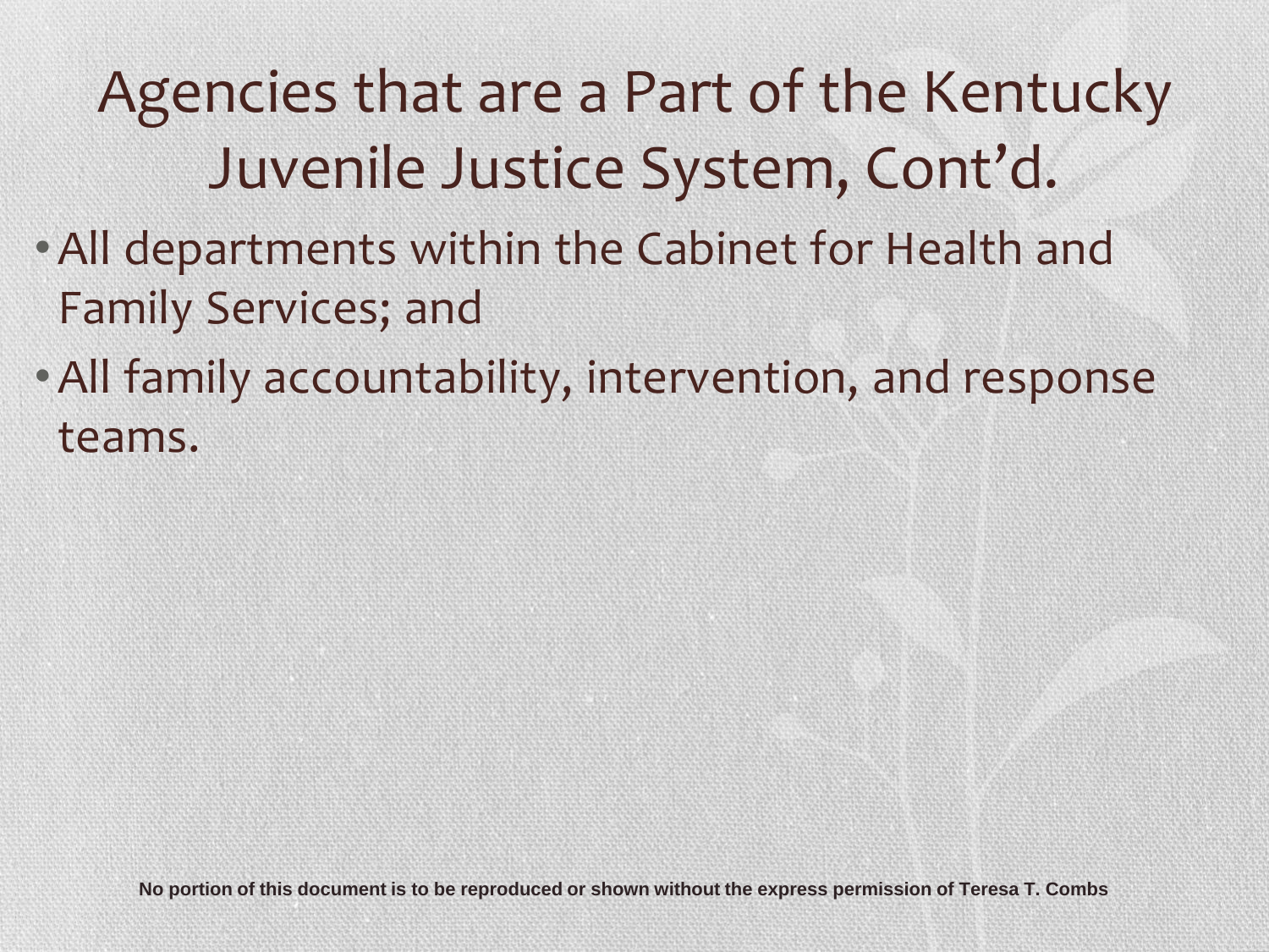# Agencies that are a Part of the Kentucky Juvenile Justice System, Cont'd.

- All departments within the Cabinet for Health and Family Services; and
- All family accountability, intervention, and response teams.

No portion of this document is to be reproduced or shown without the express permission of Teresa T. Combs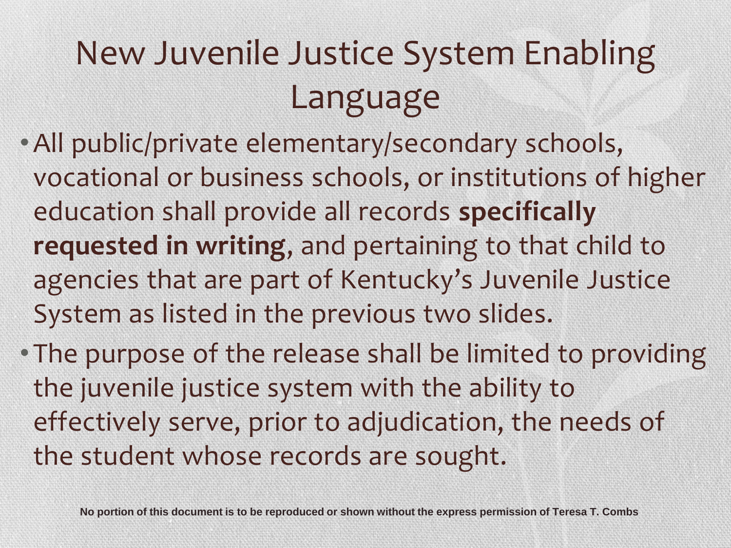# New Juvenile Justice System Enabling Language

- All public/private elementary/secondary schools, vocational or business schools, or institutions of higher education shall provide all records **specifically requested in writing**, and pertaining to that child to agencies that are part of Kentucky's Juvenile Justice System as listed in the previous two slides.
- The purpose of the release shall be limited to providing the juvenile justice system with the ability to effectively serve, prior to adjudication, the needs of the student whose records are sought.

**No portion of this document is to be reproduced or shown without the express permission of Teresa T. Combs**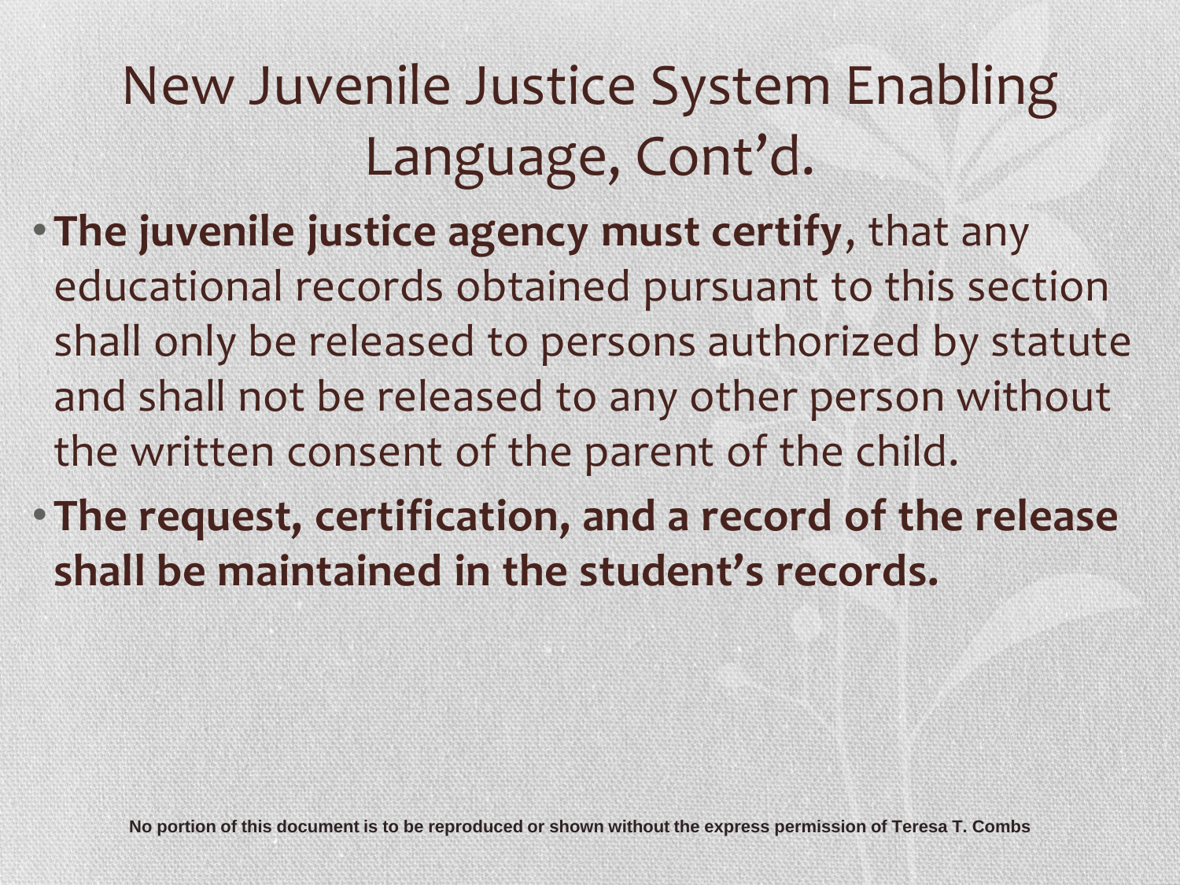# New Juvenile Justice System Enabling Language, Cont'd.

- **The juvenile justice agency must certify**, that any educational records obtained pursuant to this section shall only be released to persons authorized by statute and shall not be released to any other person without the written consent of the parent of the child.
- **The request, certification, and a record of the release shall be maintained in the student's records.**

No portion of this document is to be reproduced or shown without the express permission of Teresa T. Combs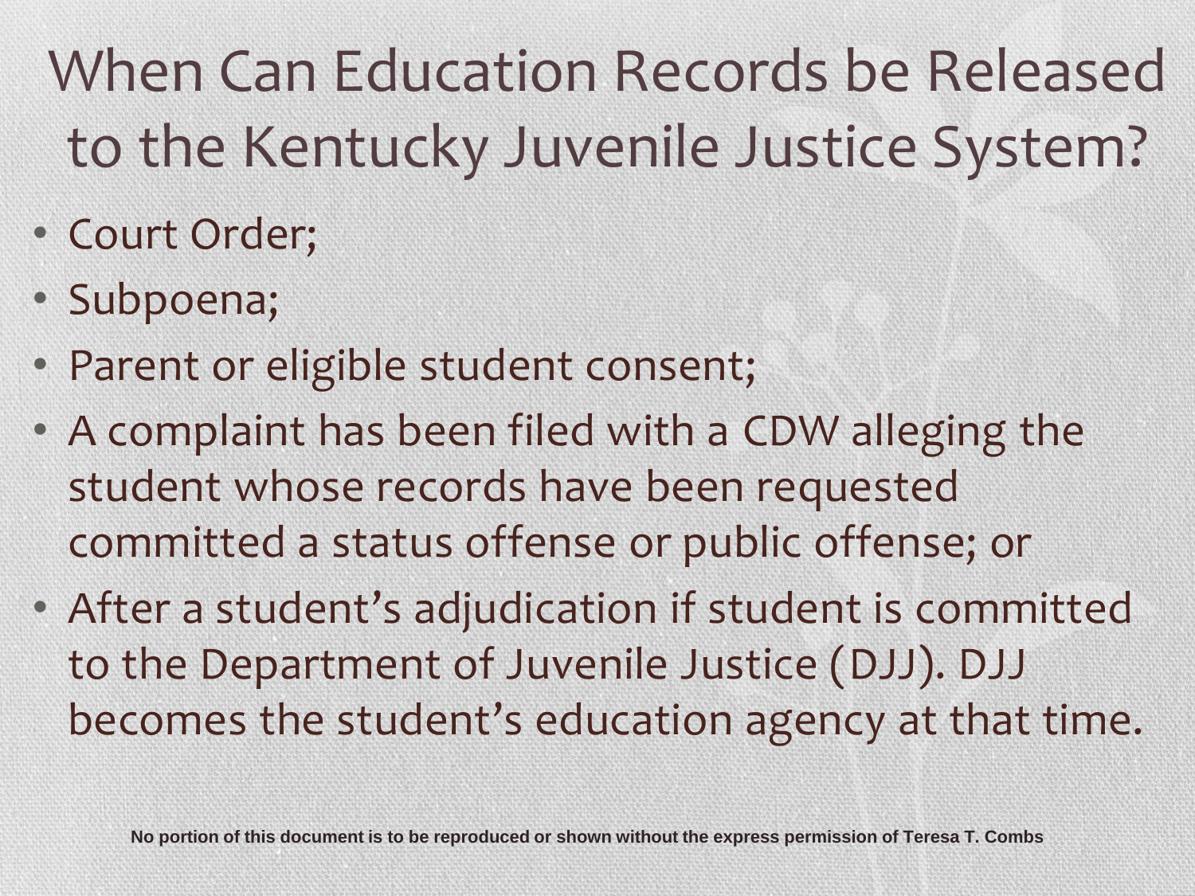# When Can Education Records be Released to the Kentucky Juvenile Justice System?

- Court Order;
- Subpoena;
- Parent or eligible student consent;
- A complaint has been filed with a CDW alleging the student whose records have been requested committed a status offense or public offense; or
- After a student's adjudication if student is committed to the Department of Juvenile Justice (DJJ). DJJ becomes the student's education agency at that time.

**No portion of this document is to be reproduced or shown without the express permission of Teresa T. Combs**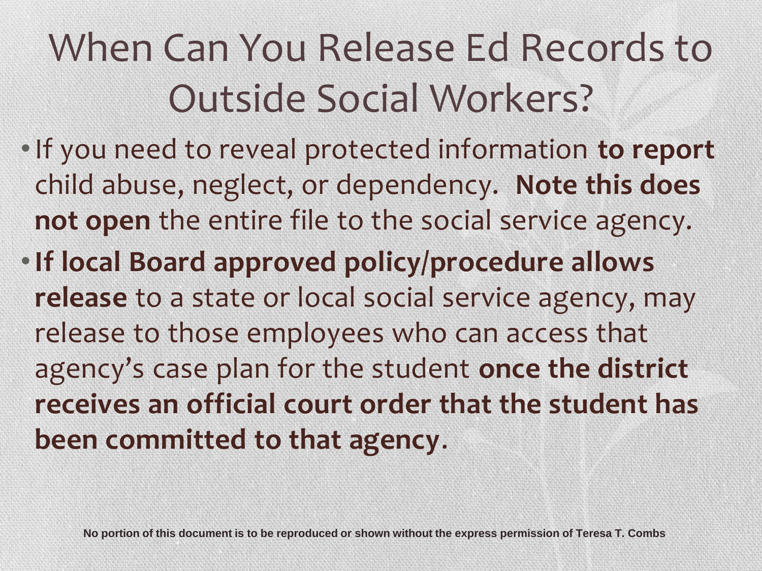# When Can You Release Ed Records to Outside Social Workers?

- If you need to reveal protected information **to report** child abuse, neglect, or dependency. **Note this does not open** the entire file to the social service agency.
- **If local Board approved policy/procedure allows release** to a state or local social service agency, may release to those employees who can access that agency's case plan for the student **once the district receives an official court order that the student has been committed to that agency**.

**No portion of this document is to be reproduced or shown without the express permission of Teresa T. Combs**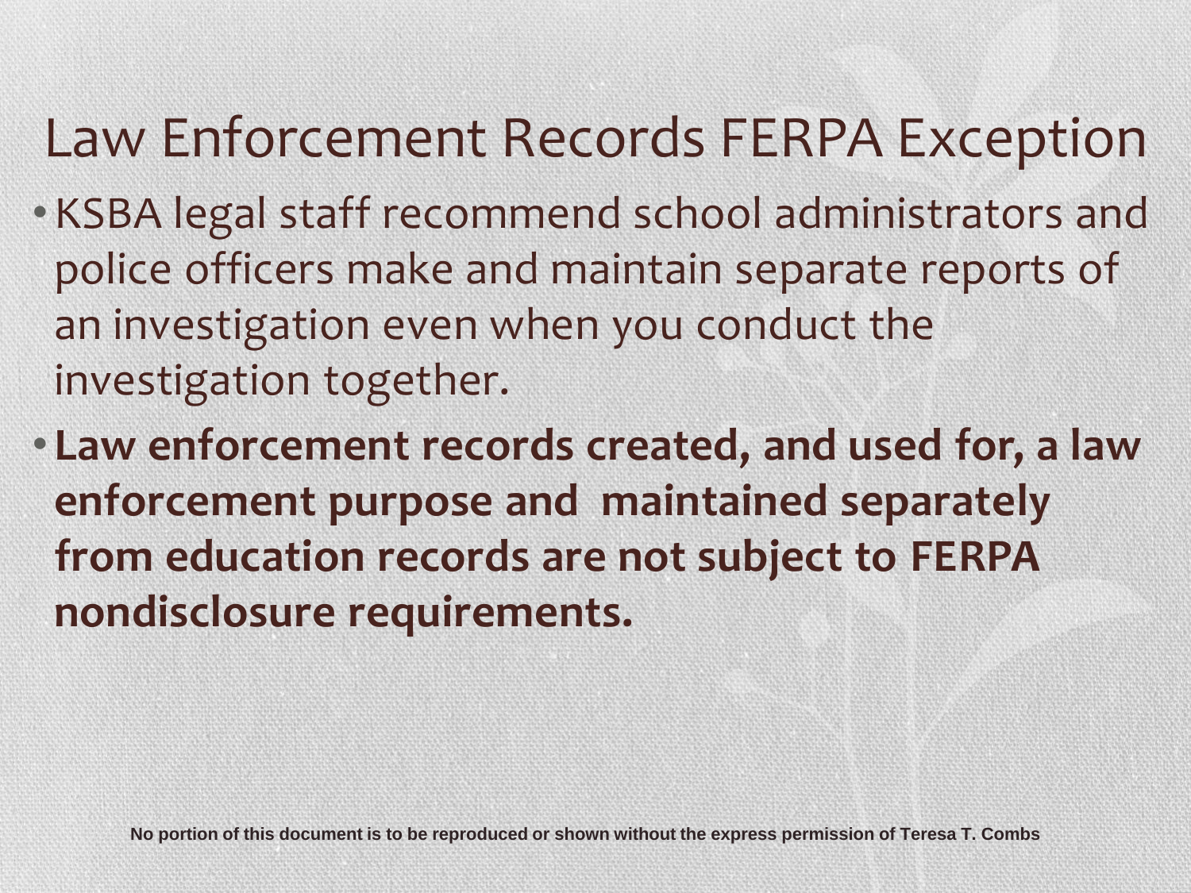# Law Enforcement Records FERPA Exception

- KSBA legal staff recommend school administrators and police officers make and maintain separate reports of an investigation even when you conduct the investigation together.
- **Law enforcement records created, and used for, a law enforcement purpose and maintained separately from education records are not subject to FERPA nondisclosure requirements.**

No portion of this document is to be reproduced or shown without the express permission of Teresa T. Combs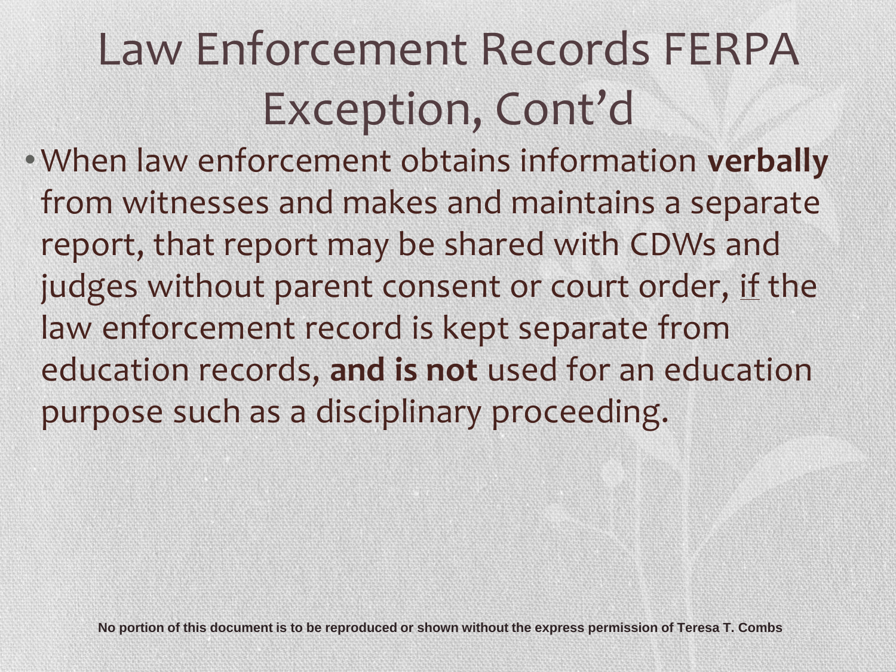# Law Enforcement Records FERPA Exception, Cont'd

- When law enforcement obtains information **verbally** from witnesses and makes and maintains a separate report, that report may be shared with CDWs and judges without parent consent or court order, <u>if</u> the law enforcement record is kept separate from education records, **and is not** used for an education purpose such as a disciplinary proceeding.

**No portion of this document is to be reproduced or shown without the express permission of Teresa T. Combs**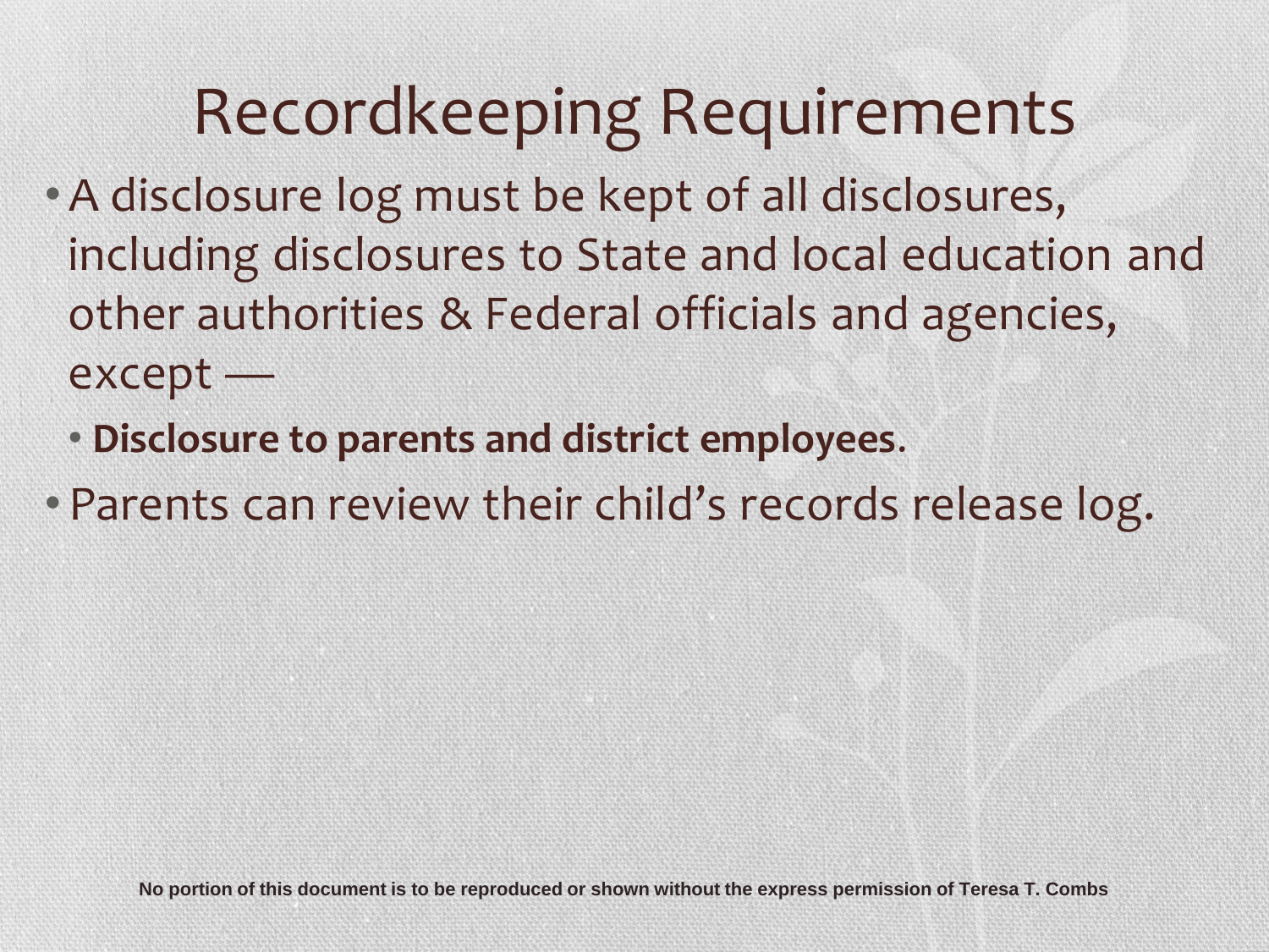# Recordkeeping Requirements

- A disclosure log must be kept of all disclosures, including disclosures to State and local education and other authorities & Federal officials and agencies, except —
  - **Disclosure to parents and district employees**.
- Parents can review their child's records release log.

No portion of this document is to be reproduced or shown without the express permission of Teresa T. Combs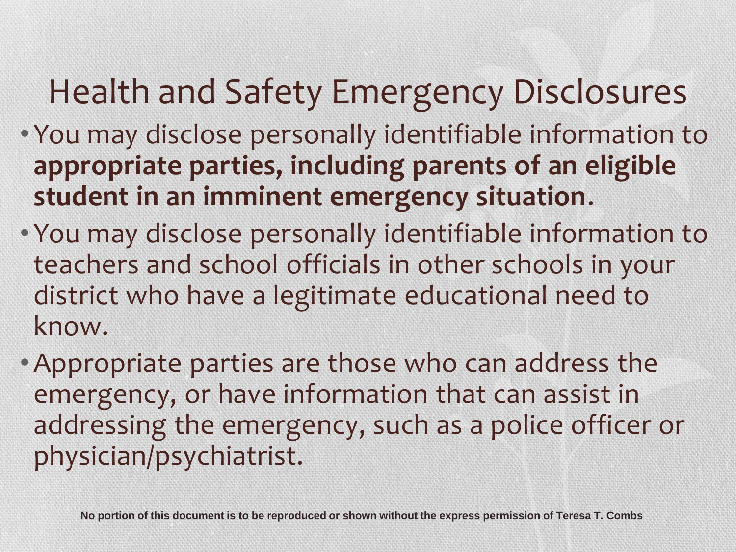# Health and Safety Emergency Disclosures

- You may disclose personally identifiable information to **appropriate parties, including parents of an eligible student in an imminent emergency situation**.
- You may disclose personally identifiable information to teachers and school officials in other schools in your district who have a legitimate educational need to know.
- Appropriate parties are those who can address the emergency, or have information that can assist in addressing the emergency, such as a police officer or physician/psychiatrist.

**No portion of this document is to be reproduced or shown without the express permission of Teresa T. Combs**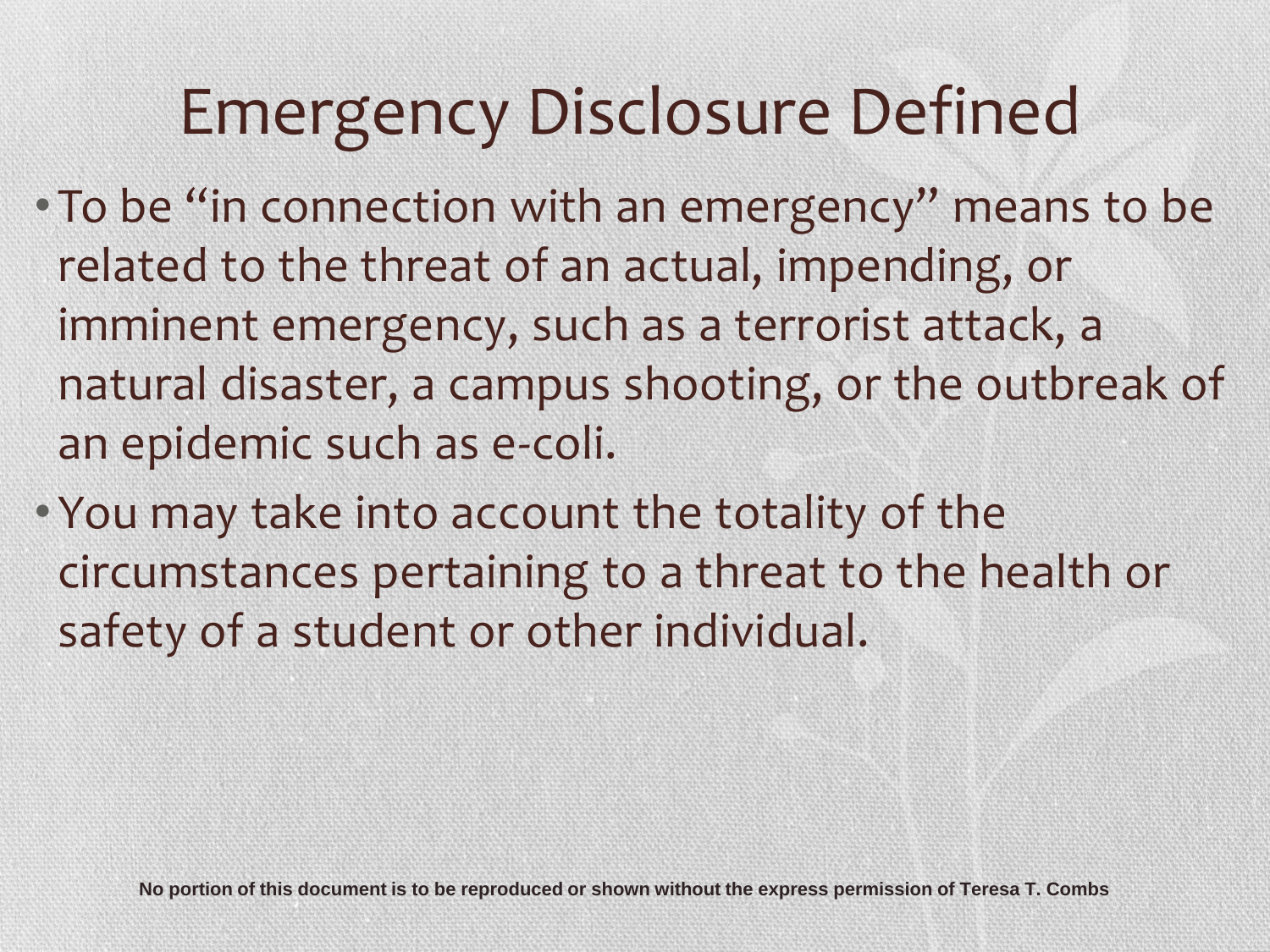# Emergency Disclosure Defined

- To be "in connection with an emergency" means to be related to the threat of an actual, impending, or imminent emergency, such as a terrorist attack, a natural disaster, a campus shooting, or the outbreak of an epidemic such as e-coli.
- You may take into account the totality of the circumstances pertaining to a threat to the health or safety of a student or other individual.

**No portion of this document is to be reproduced or shown without the express permission of Teresa T. Combs**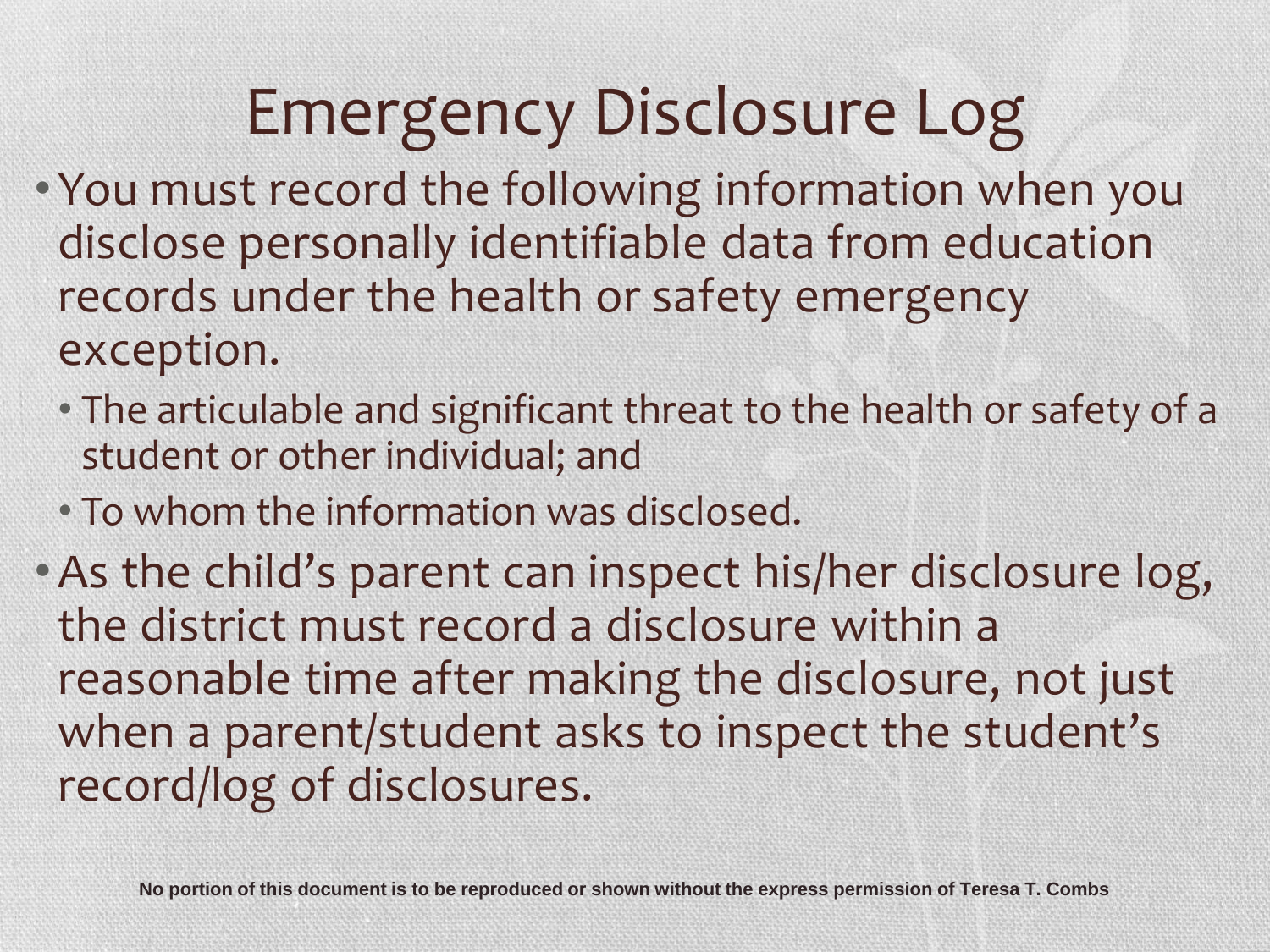# Emergency Disclosure Log

- You must record the following information when you disclose personally identifiable data from education records under the health or safety emergency exception.
  - The articulable and significant threat to the health or safety of a student or other individual; and
  - To whom the information was disclosed.
- As the child's parent can inspect his/her disclosure log, the district must record a disclosure within a reasonable time after making the disclosure, not just when a parent/student asks to inspect the student's record/log of disclosures.

**No portion of this document is to be reproduced or shown without the express permission of Teresa T. Combs**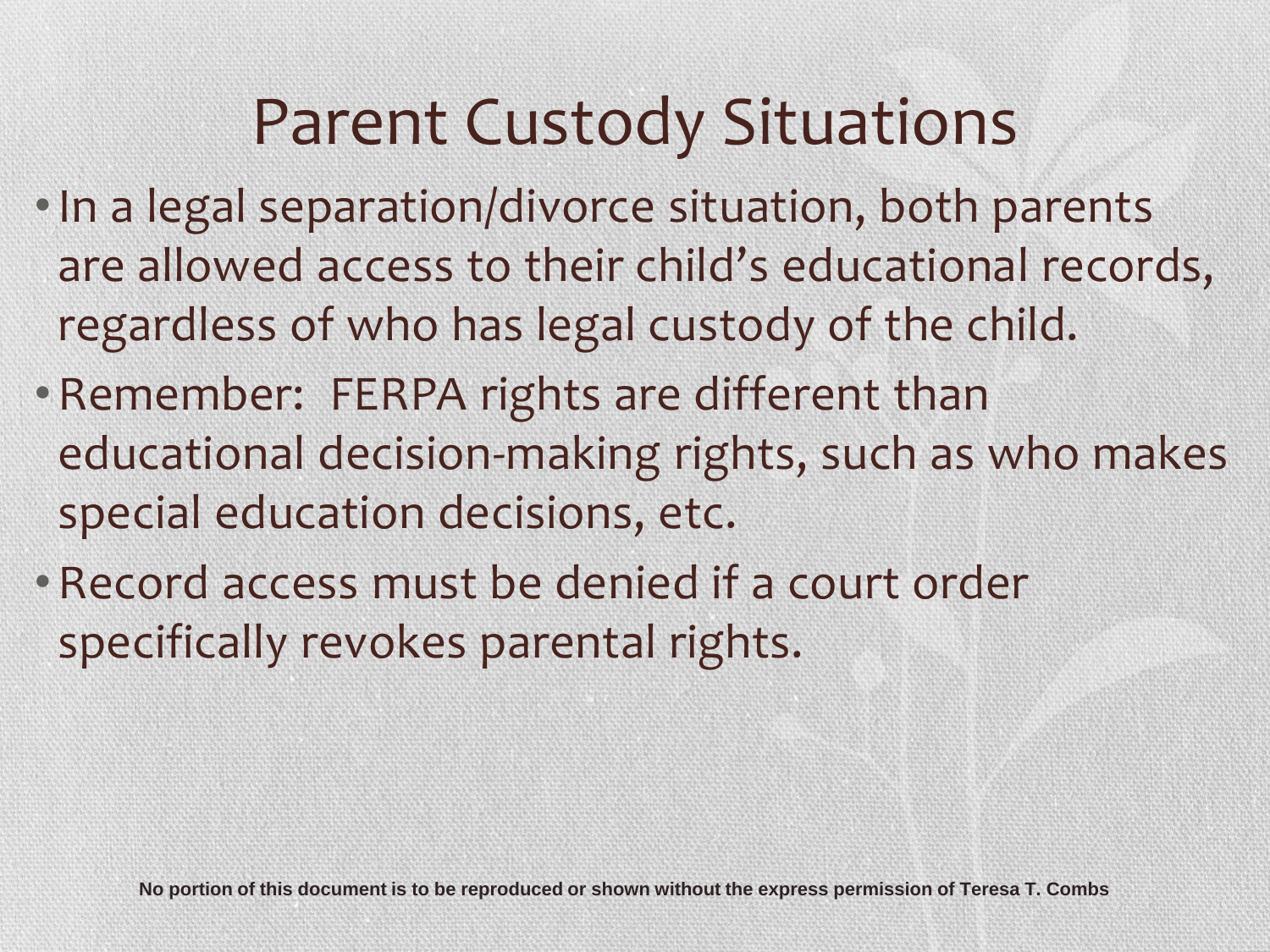# Parent Custody Situations

- In a legal separation/divorce situation, both parents are allowed access to their child's educational records, regardless of who has legal custody of the child.
- Remember: FERPA rights are different than educational decision-making rights, such as who makes special education decisions, etc.
- Record access must be denied if a court order specifically revokes parental rights.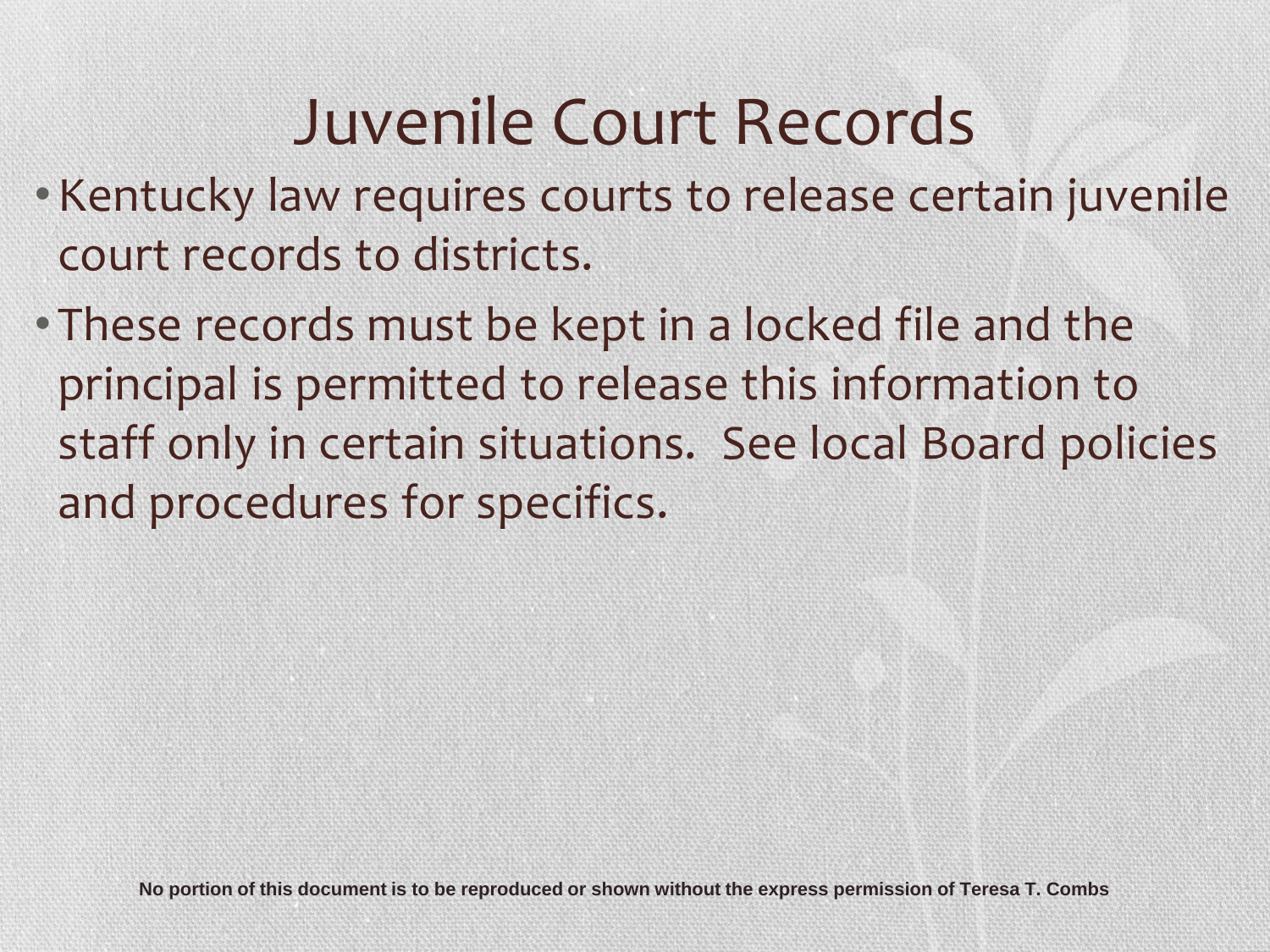# Juvenile Court Records

- Kentucky law requires courts to release certain juvenile court records to districts.
- These records must be kept in a locked file and the principal is permitted to release this information to staff only in certain situations. See local Board policies and procedures for specifics.

**No portion of this document is to be reproduced or shown without the express permission of Teresa T. Combs**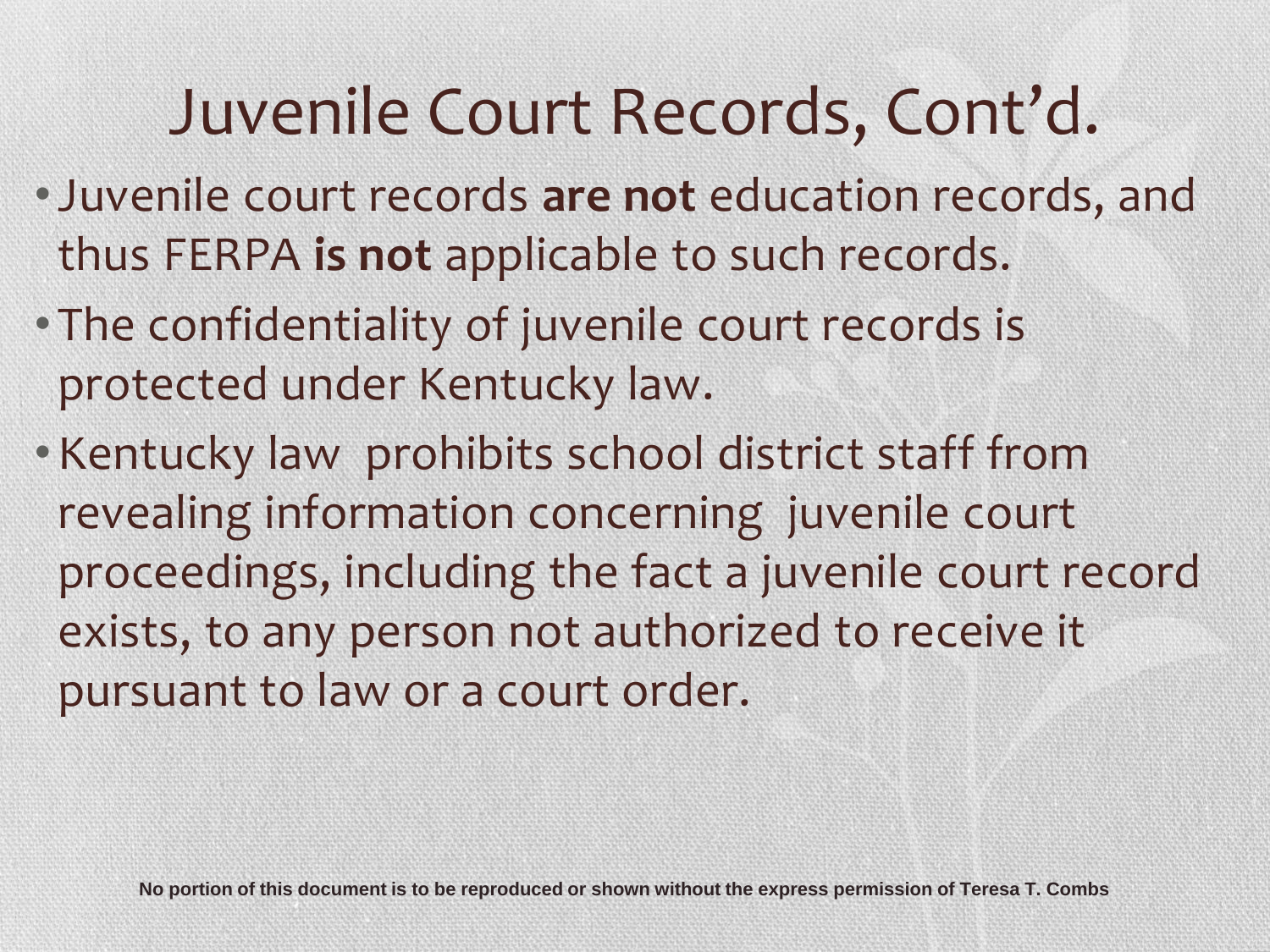# Juvenile Court Records, Cont'd.

- Juvenile court records **are not** education records, and thus FERPA **is not** applicable to such records.
- The confidentiality of juvenile court records is protected under Kentucky law.
- Kentucky law prohibits school district staff from revealing information concerning juvenile court proceedings, including the fact a juvenile court record exists, to any person not authorized to receive it pursuant to law or a court order.

**No portion of this document is to be reproduced or shown without the express permission of Teresa T. Combs**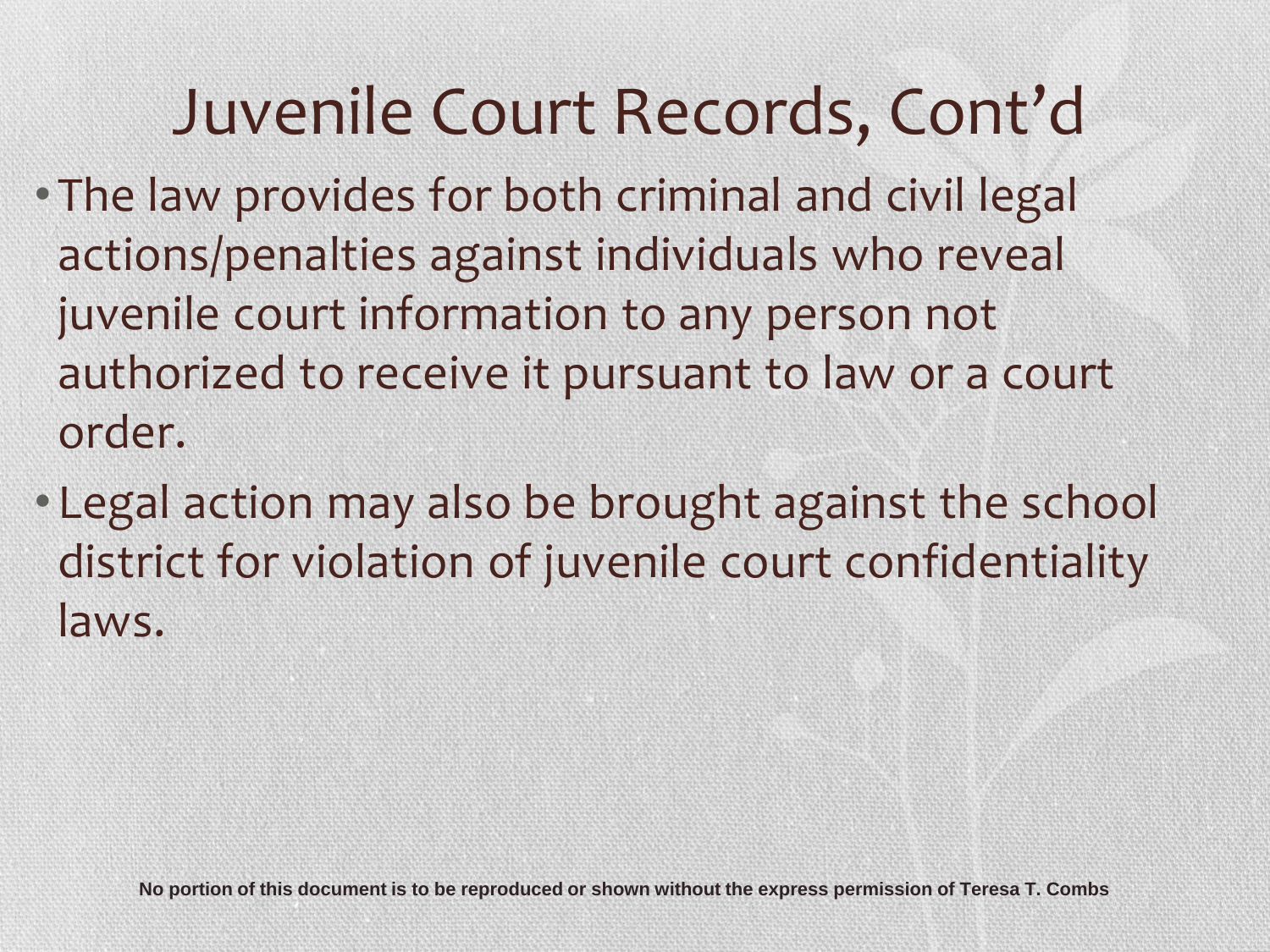# Juvenile Court Records, Cont'd

- The law provides for both criminal and civil legal actions/penalties against individuals who reveal juvenile court information to any person not authorized to receive it pursuant to law or a court order.
- Legal action may also be brought against the school district for violation of juvenile court confidentiality laws.

**No portion of this document is to be reproduced or shown without the express permission of Teresa T. Combs**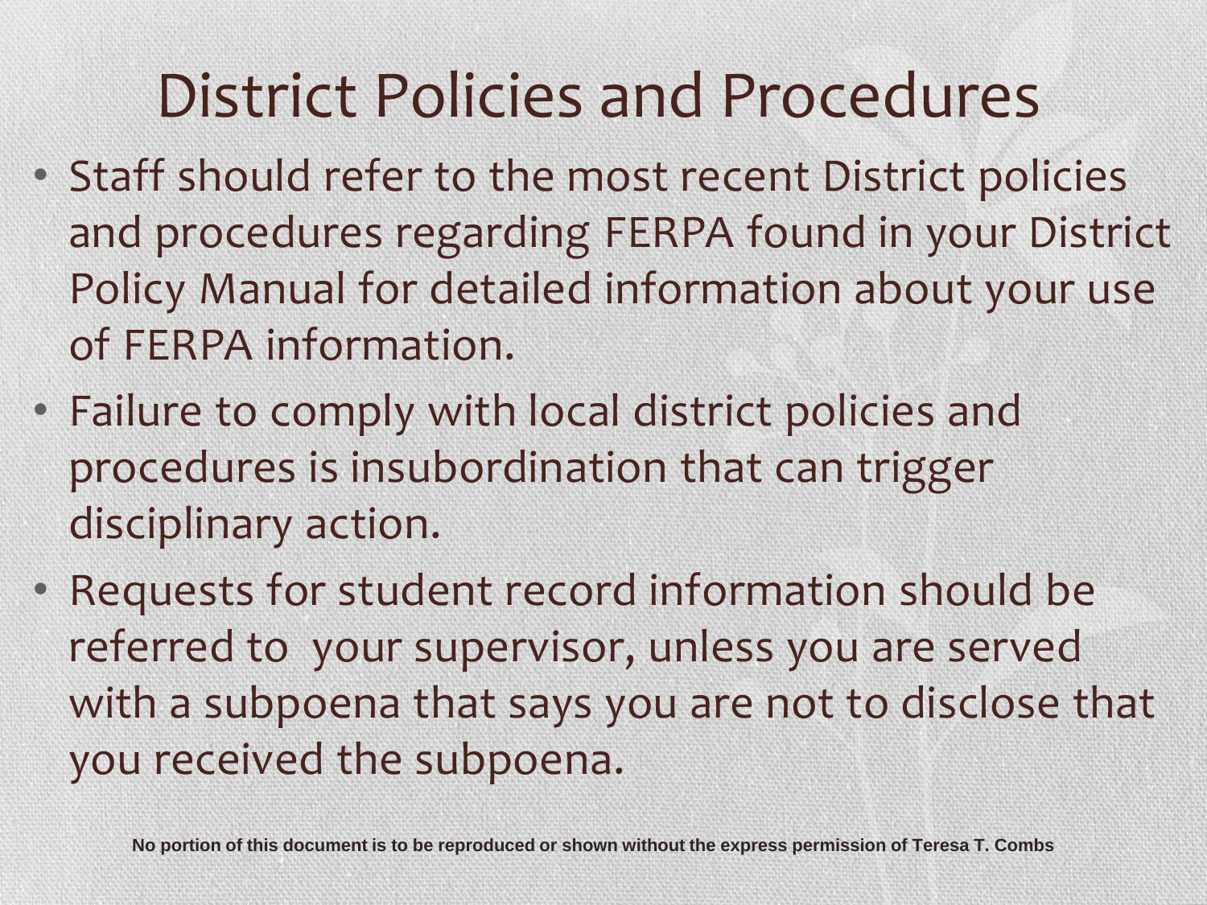# District Policies and Procedures

- Staff should refer to the most recent District policies and procedures regarding FERPA found in your District Policy Manual for detailed information about your use of FERPA information.
- Failure to comply with local district policies and procedures is insubordination that can trigger disciplinary action.
- Requests for student record information should be referred to your supervisor, unless you are served with a subpoena that says you are not to disclose that you received the subpoena.

**No portion of this document is to be reproduced or shown without the express permission of Teresa T. Combs**